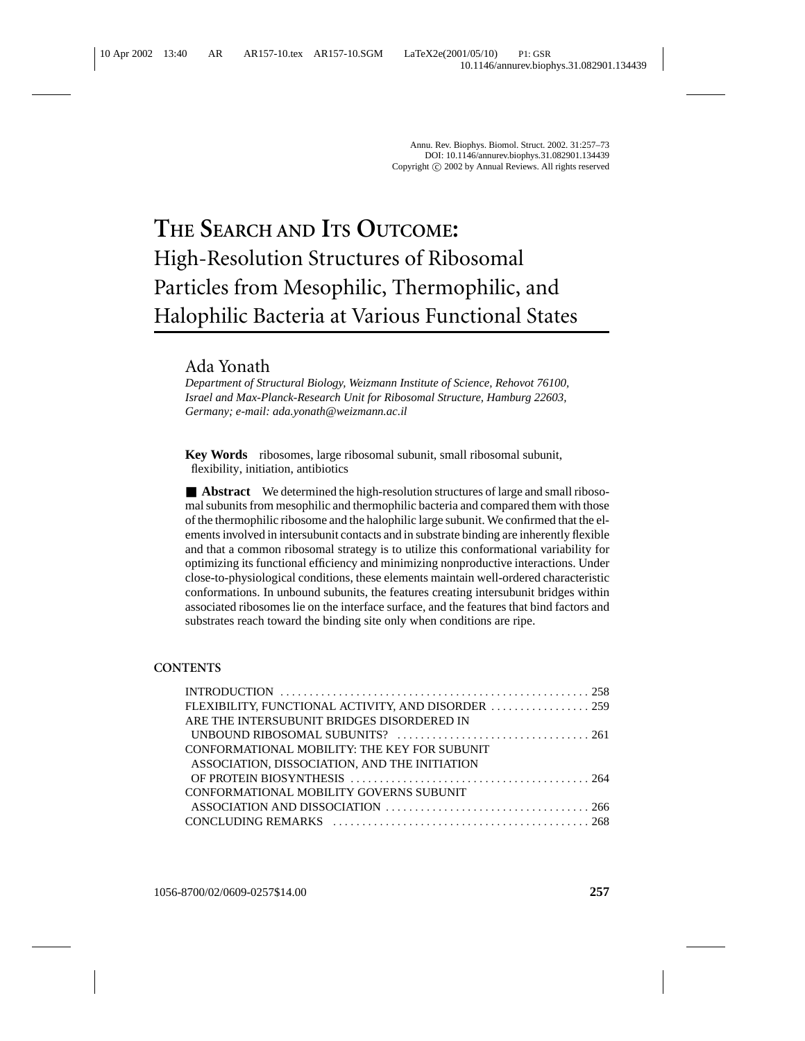# THE SEARCH AND ITS OUTCOME: High-Resolution Structures of Ribosomal Particles from Mesophilic, Thermophilic, and Halophilic Bacteria at Various Functional States

Ada Yonath

*Department of Structural Biology, Weizmann Institute of Science, Rehovot 76100, Israel and Max-Planck-Research Unit for Ribosomal Structure, Hamburg 22603, Germany; e-mail: ada.yonath@weizmann.ac.il*

**Key Words** ribosomes, large ribosomal subunit, small ribosomal subunit, flexibility, initiation, antibiotics

■ **Abstract** We determined the high-resolution structures of large and small ribosomal subunits from mesophilic and thermophilic bacteria and compared them with those of the thermophilic ribosome and the halophilic large subunit. We confirmed that the elements involved in intersubunit contacts and in substrate binding are inherently flexible and that a common ribosomal strategy is to utilize this conformational variability for optimizing its functional efficiency and minimizing nonproductive interactions. Under close-to-physiological conditions, these elements maintain well-ordered characteristic conformations. In unbound subunits, the features creating intersubunit bridges within associated ribosomes lie on the interface surface, and the features that bind factors and substrates reach toward the binding site only when conditions are ripe.

**CONTENTS**

INTRODUCTION ..... 258
FLEXIBILITY, FUNCTIONAL ACTIVITY, AND DISORDER ..... 259
ARE THE INTERSUBUNIT BRIDGES DISORDERED IN UNBOUND RIBOSOMAL SUBUNITS? ..... 261
CONFORMATIONAL MOBILITY: THE KEY FOR SUBUNIT ASSOCIATION, DISSOCIATION, AND THE INITIATION OF PROTEIN BIOSYNTHESIS ..... 264
CONFORMATIONAL MOBILITY GOVERNS SUBUNIT ASSOCIATION AND DISSOCIATION ..... 266
CONCLUDING REMARKS ..... 268

1056-8700/02/0609-0257$14.00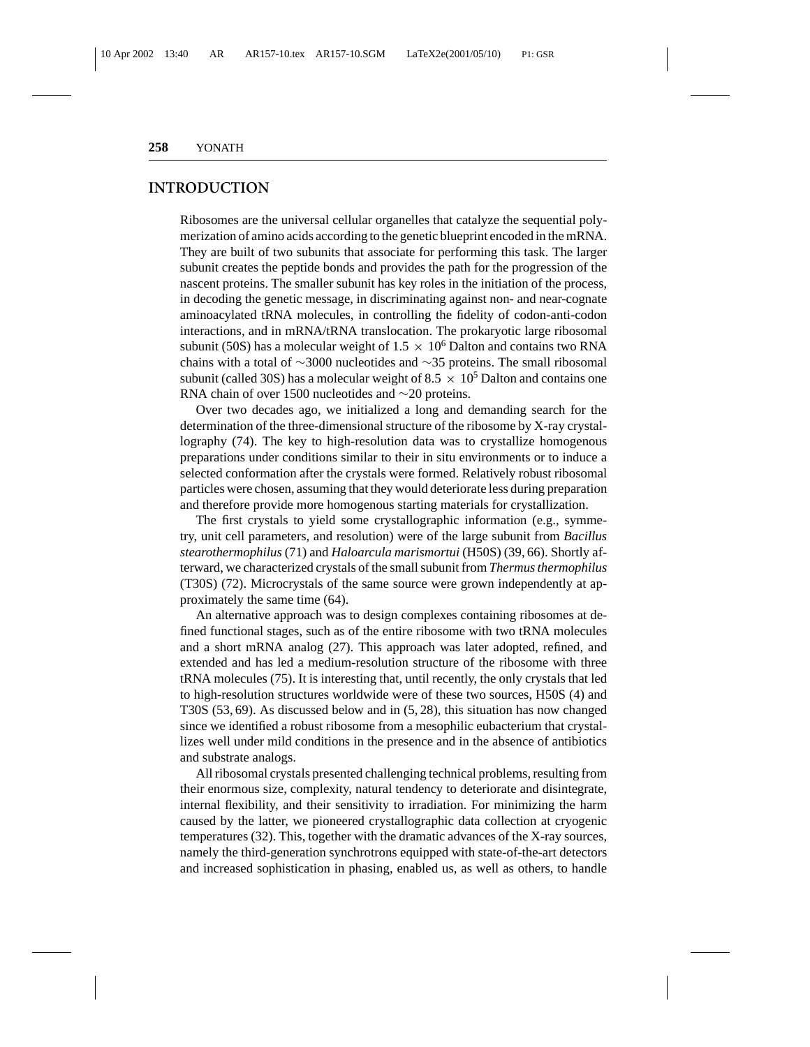## INTRODUCTION

Ribosomes are the universal cellular organelles that catalyze the sequential polymerization of amino acids according to the genetic blueprint encoded in the mRNA. They are built of two subunits that associate for performing this task. The larger subunit creates the peptide bonds and provides the path for the progression of the nascent proteins. The smaller subunit has key roles in the initiation of the process, in decoding the genetic message, in discriminating against non- and near-cognate aminoacylated tRNA molecules, in controlling the fidelity of codon-anti-codon interactions, and in mRNA/tRNA translocation. The prokaryotic large ribosomal subunit (50S) has a molecular weight of $1.5 \times 10^6$ Dalton and contains two RNA chains with a total of ~3000 nucleotides and ~35 proteins. The small ribosomal subunit (called 30S) has a molecular weight of $8.5 \times 10^5$ Dalton and contains one RNA chain of over 1500 nucleotides and ~20 proteins.

Over two decades ago, we initialized a long and demanding search for the determination of the three-dimensional structure of the ribosome by X-ray crystallography (74). The key to high-resolution data was to crystallize homogenous preparations under conditions similar to their in situ environments or to induce a selected conformation after the crystals were formed. Relatively robust ribosomal particles were chosen, assuming that they would deteriorate less during preparation and therefore provide more homogenous starting materials for crystallization.

The first crystals to yield some crystallographic information (e.g., symmetry, unit cell parameters, and resolution) were of the large subunit from *Bacillus stearothermophilus* (71) and *Haloarcula marismortui* (H50S) (39, 66). Shortly afterward, we characterized crystals of the small subunit from *Thermus thermophilus* (T30S) (72). Microcrystals of the same source were grown independently at approximately the same time (64).

An alternative approach was to design complexes containing ribosomes at defined functional stages, such as of the entire ribosome with two tRNA molecules and a short mRNA analog (27). This approach was later adopted, refined, and extended and has led a medium-resolution structure of the ribosome with three tRNA molecules (75). It is interesting that, until recently, the only crystals that led to high-resolution structures worldwide were of these two sources, H50S (4) and T30S (53, 69). As discussed below and in (5, 28), this situation has now changed since we identified a robust ribosome from a mesophilic eubacterium that crystallizes well under mild conditions in the presence and in the absence of antibiotics and substrate analogs.

All ribosomal crystals presented challenging technical problems, resulting from their enormous size, complexity, natural tendency to deteriorate and disintegrate, internal flexibility, and their sensitivity to irradiation. For minimizing the harm caused by the latter, we pioneered crystallographic data collection at cryogenic temperatures (32). This, together with the dramatic advances of the X-ray sources, namely the third-generation synchrotrons equipped with state-of-the-art detectors and increased sophistication in phasing, enabled us, as well as others, to handle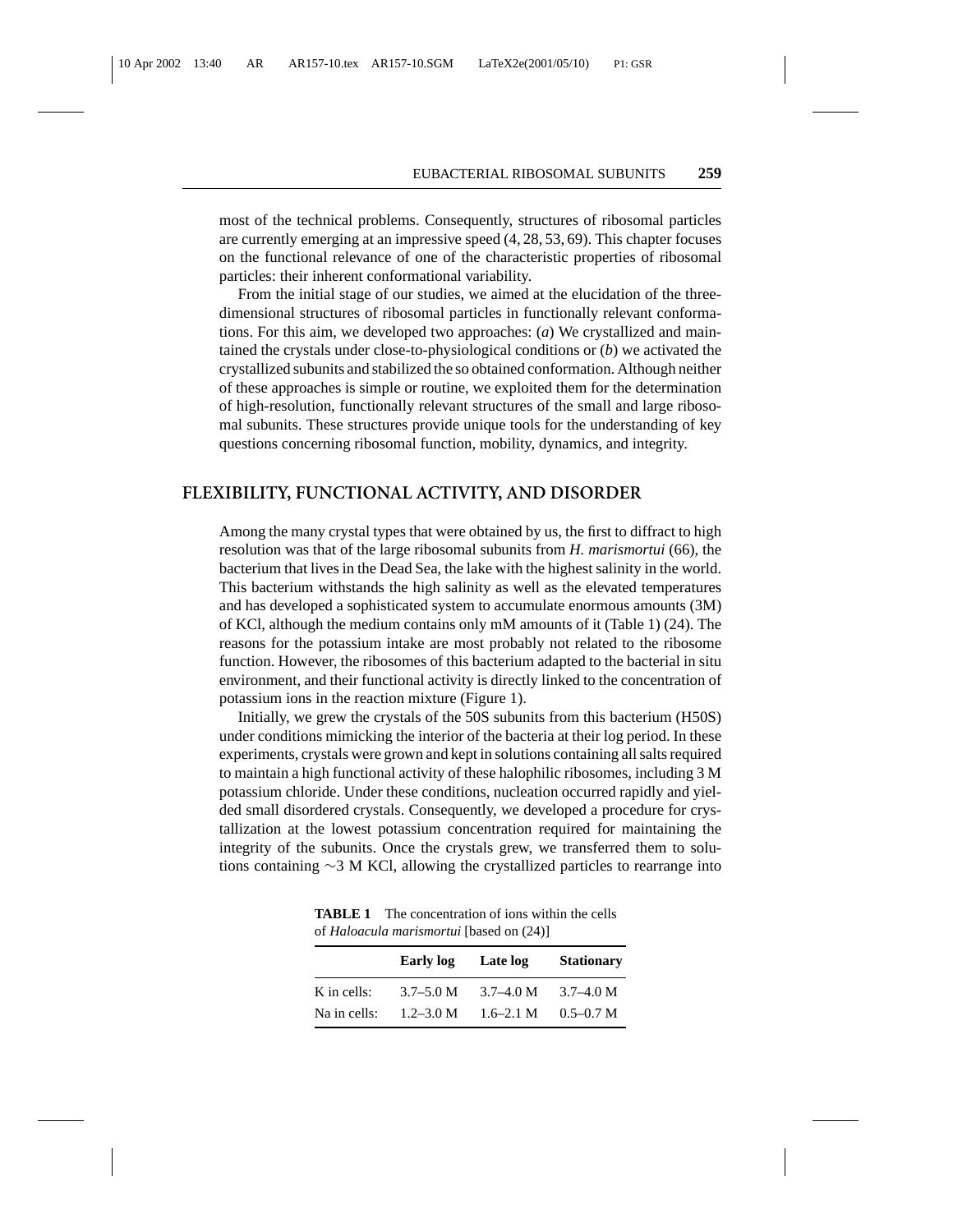most of the technical problems. Consequently, structures of ribosomal particles are currently emerging at an impressive speed (4, 28, 53, 69). This chapter focuses on the functional relevance of one of the characteristic properties of ribosomal particles: their inherent conformational variability.

From the initial stage of our studies, we aimed at the elucidation of the three-dimensional structures of ribosomal particles in functionally relevant conformations. For this aim, we developed two approaches: (*a*) We crystallized and maintained the crystals under close-to-physiological conditions or (*b*) we activated the crystallized subunits and stabilized the so obtained conformation. Although neither of these approaches is simple or routine, we exploited them for the determination of high-resolution, functionally relevant structures of the small and large ribosomal subunits. These structures provide unique tools for the understanding of key questions concerning ribosomal function, mobility, dynamics, and integrity.

## FLEXIBILITY, FUNCTIONAL ACTIVITY, AND DISORDER

Among the many crystal types that were obtained by us, the first to diffract to high resolution was that of the large ribosomal subunits from *H. marismortui* (66), the bacterium that lives in the Dead Sea, the lake with the highest salinity in the world. This bacterium withstands the high salinity as well as the elevated temperatures and has developed a sophisticated system to accumulate enormous amounts (3M) of KCl, although the medium contains only mM amounts of it (Table 1) (24). The reasons for the potassium intake are most probably not related to the ribosome function. However, the ribosomes of this bacterium adapted to the bacterial in situ environment, and their functional activity is directly linked to the concentration of potassium ions in the reaction mixture (Figure 1).

Initially, we grew the crystals of the 50S subunits from this bacterium (H50S) under conditions mimicking the interior of the bacteria at their log period. In these experiments, crystals were grown and kept in solutions containing all salts required to maintain a high functional activity of these halophilic ribosomes, including 3 M potassium chloride. Under these conditions, nucleation occurred rapidly and yielded small disordered crystals. Consequently, we developed a procedure for crystallization at the lowest potassium concentration required for maintaining the integrity of the subunits. Once the crystals grew, we transferred them to solutions containing ∼3 M KCl, allowing the crystallized particles to rearrange into

**TABLE 1** The concentration of ions within the cells of *Haloacula marismortui* [based on (24)]

| | Early log | Late log | Stationary |
|---|---|---|---|
| K in cells: | 3.7–5.0 M | 3.7–4.0 M | 3.7–4.0 M |
| Na in cells: | 1.2–3.0 M | 1.6–2.1 M | 0.5–0.7 M |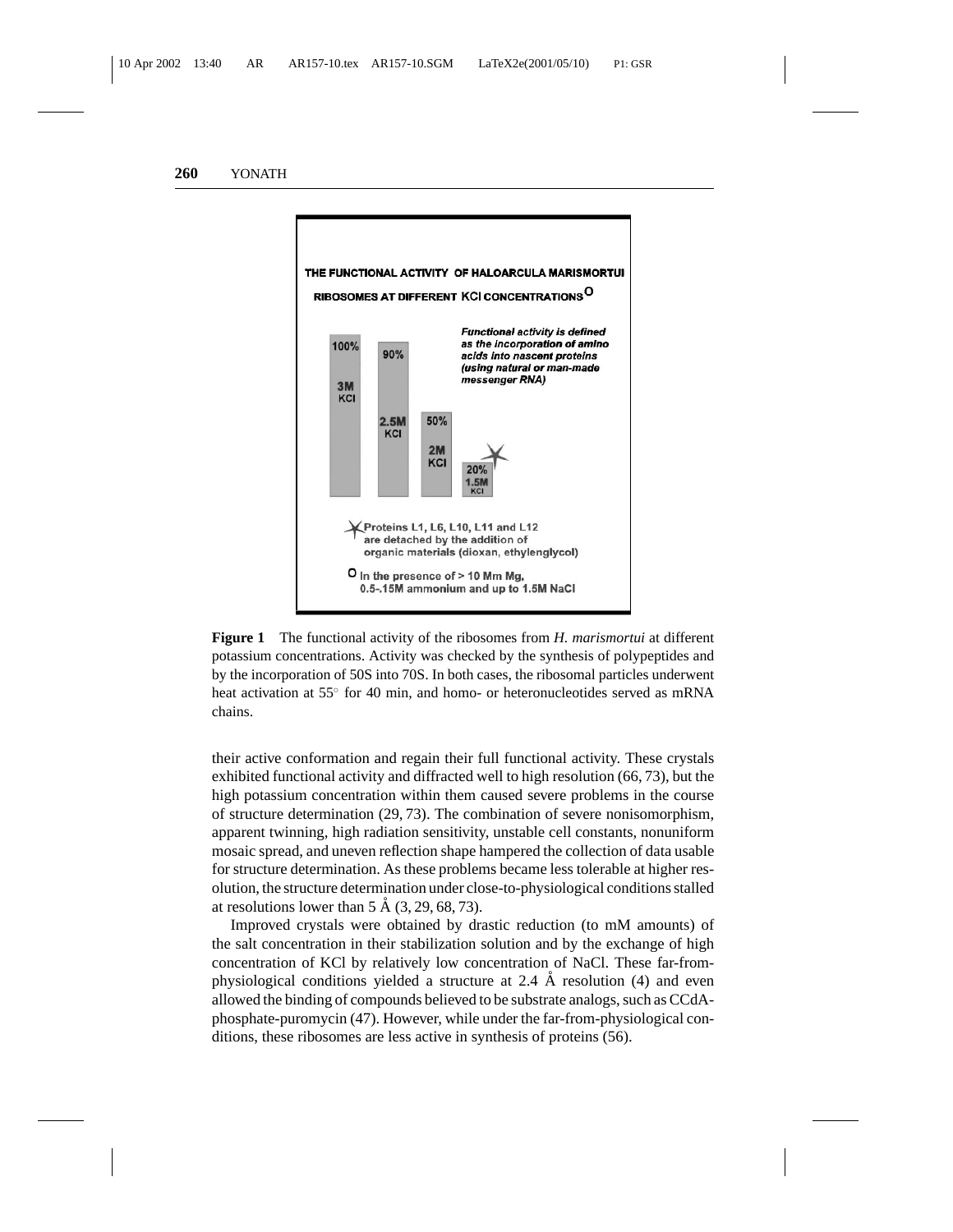THE FUNCTIONAL ACTIVITY OF HALOARCULA MARISMORTUI RIBOSOMES AT DIFFERENT KCl CONCENTRATIONS O

*Functional activity is defined as the incorporation of amino acids into nascent proteins (using natural or man-made messenger RNA)*

| KCl concentration | Activity |
| --- | --- |
| 3M KCl | 100% |
| 2.5M KCl | 90% |
| 2M KCl | 50% |
| 1.5M KCl | 20% |

Proteins L1, L6, L10, L11 and L12 are detached by the addition of organic materials (dioxan, ethylenglycol)

O In the presence of > 10 Mm Mg, 0.5-.15M ammonium and up to 1.5M NaCl

**Figure 1** The functional activity of the ribosomes from *H. marismortui* at different potassium concentrations. Activity was checked by the synthesis of polypeptides and by the incorporation of 50S into 70S. In both cases, the ribosomal particles underwent heat activation at 55° for 40 min, and homo- or heteronucleotides served as mRNA chains.

their active conformation and regain their full functional activity. These crystals exhibited functional activity and diffracted well to high resolution (66, 73), but the high potassium concentration within them caused severe problems in the course of structure determination (29, 73). The combination of severe nonisomorphism, apparent twinning, high radiation sensitivity, unstable cell constants, nonuniform mosaic spread, and uneven reflection shape hampered the collection of data usable for structure determination. As these problems became less tolerable at higher resolution, the structure determination under close-to-physiological conditions stalled at resolutions lower than 5 Å (3, 29, 68, 73).

Improved crystals were obtained by drastic reduction (to mM amounts) of the salt concentration in their stabilization solution and by the exchange of high concentration of KCl by relatively low concentration of NaCl. These far-from-physiological conditions yielded a structure at 2.4 Å resolution (4) and even allowed the binding of compounds believed to be substrate analogs, such as CCdA-phosphate-puromycin (47). However, while under the far-from-physiological conditions, these ribosomes are less active in synthesis of proteins (56).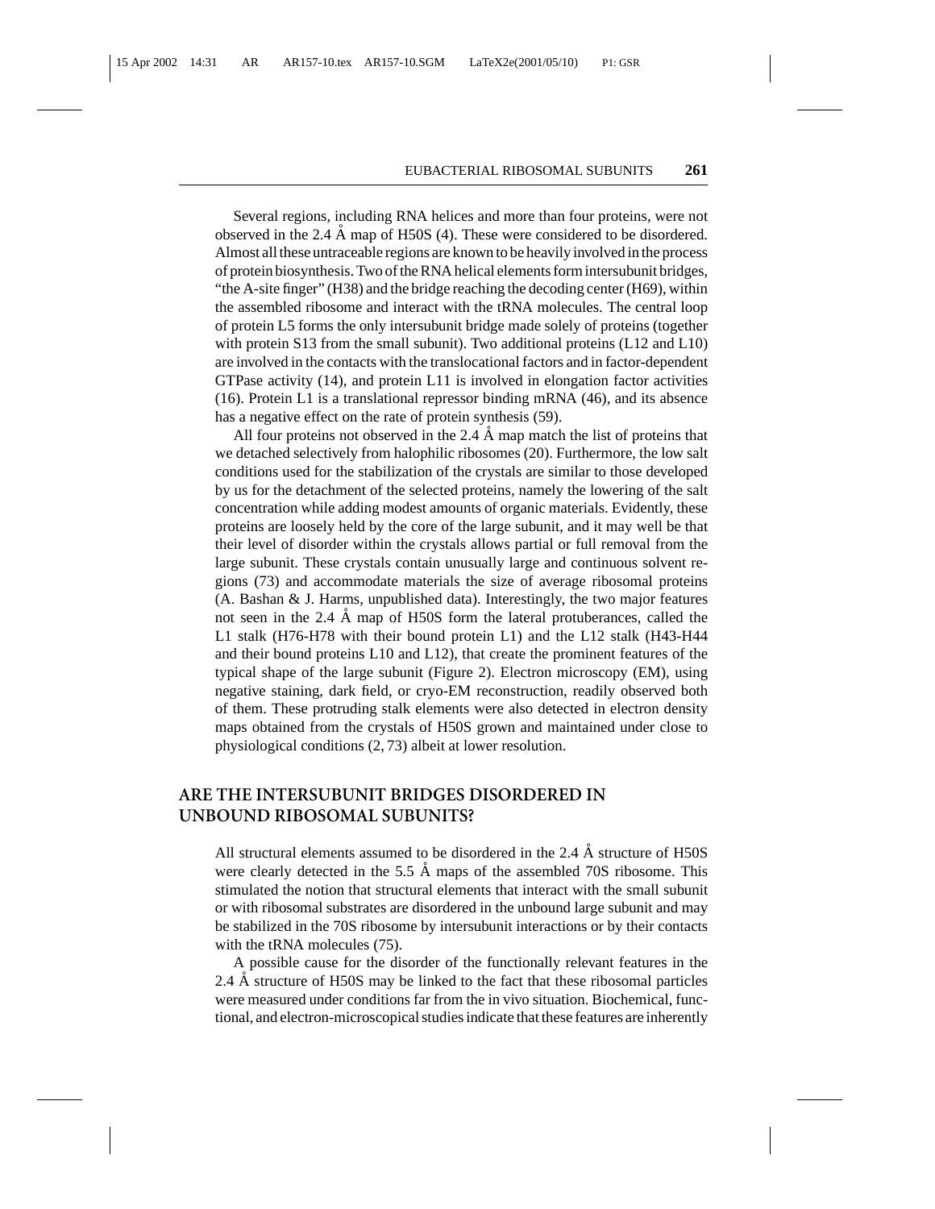Several regions, including RNA helices and more than four proteins, were not observed in the 2.4 Å map of H50S (4). These were considered to be disordered. Almost all these untraceable regions are known to be heavily involved in the process of protein biosynthesis. Two of the RNA helical elements form intersubunit bridges, "the A-site finger" (H38) and the bridge reaching the decoding center (H69), within the assembled ribosome and interact with the tRNA molecules. The central loop of protein L5 forms the only intersubunit bridge made solely of proteins (together with protein S13 from the small subunit). Two additional proteins (L12 and L10) are involved in the contacts with the translocational factors and in factor-dependent GTPase activity (14), and protein L11 is involved in elongation factor activities (16). Protein L1 is a translational repressor binding mRNA (46), and its absence has a negative effect on the rate of protein synthesis (59).

All four proteins not observed in the 2.4 Å map match the list of proteins that we detached selectively from halophilic ribosomes (20). Furthermore, the low salt conditions used for the stabilization of the crystals are similar to those developed by us for the detachment of the selected proteins, namely the lowering of the salt concentration while adding modest amounts of organic materials. Evidently, these proteins are loosely held by the core of the large subunit, and it may well be that their level of disorder within the crystals allows partial or full removal from the large subunit. These crystals contain unusually large and continuous solvent regions (73) and accommodate materials the size of average ribosomal proteins (A. Bashan & J. Harms, unpublished data). Interestingly, the two major features not seen in the 2.4 Å map of H50S form the lateral protuberances, called the L1 stalk (H76-H78 with their bound protein L1) and the L12 stalk (H43-H44 and their bound proteins L10 and L12), that create the prominent features of the typical shape of the large subunit (Figure 2). Electron microscopy (EM), using negative staining, dark field, or cryo-EM reconstruction, readily observed both of them. These protruding stalk elements were also detected in electron density maps obtained from the crystals of H50S grown and maintained under close to physiological conditions (2, 73) albeit at lower resolution.

## ARE THE INTERSUBUNIT BRIDGES DISORDERED IN UNBOUND RIBOSOMAL SUBUNITS?

All structural elements assumed to be disordered in the 2.4 Å structure of H50S were clearly detected in the 5.5 Å maps of the assembled 70S ribosome. This stimulated the notion that structural elements that interact with the small subunit or with ribosomal substrates are disordered in the unbound large subunit and may be stabilized in the 70S ribosome by intersubunit interactions or by their contacts with the tRNA molecules (75).

A possible cause for the disorder of the functionally relevant features in the 2.4 Å structure of H50S may be linked to the fact that these ribosomal particles were measured under conditions far from the in vivo situation. Biochemical, functional, and electron-microscopical studies indicate that these features are inherently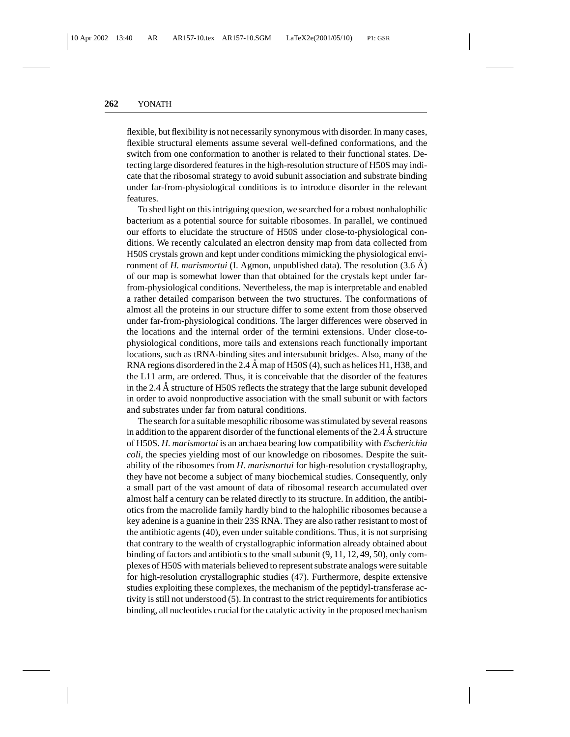flexible, but flexibility is not necessarily synonymous with disorder. In many cases, flexible structural elements assume several well-defined conformations, and the switch from one conformation to another is related to their functional states. Detecting large disordered features in the high-resolution structure of H50S may indicate that the ribosomal strategy to avoid subunit association and substrate binding under far-from-physiological conditions is to introduce disorder in the relevant features.

To shed light on this intriguing question, we searched for a robust nonhalophilic bacterium as a potential source for suitable ribosomes. In parallel, we continued our efforts to elucidate the structure of H50S under close-to-physiological conditions. We recently calculated an electron density map from data collected from H50S crystals grown and kept under conditions mimicking the physiological environment of *H. marismortui* (I. Agmon, unpublished data). The resolution (3.6 Å) of our map is somewhat lower than that obtained for the crystals kept under far-from-physiological conditions. Nevertheless, the map is interpretable and enabled a rather detailed comparison between the two structures. The conformations of almost all the proteins in our structure differ to some extent from those observed under far-from-physiological conditions. The larger differences were observed in the locations and the internal order of the termini extensions. Under close-to-physiological conditions, more tails and extensions reach functionally important locations, such as tRNA-binding sites and intersubunit bridges. Also, many of the RNA regions disordered in the 2.4 Å map of H50S (4), such as helices H1, H38, and the L11 arm, are ordered. Thus, it is conceivable that the disorder of the features in the 2.4 Å structure of H50S reflects the strategy that the large subunit developed in order to avoid nonproductive association with the small subunit or with factors and substrates under far from natural conditions.

The search for a suitable mesophilic ribosome was stimulated by several reasons in addition to the apparent disorder of the functional elements of the 2.4 Å structure of H50S. *H. marismortui* is an archaea bearing low compatibility with *Escherichia coli*, the species yielding most of our knowledge on ribosomes. Despite the suitability of the ribosomes from *H. marismortui* for high-resolution crystallography, they have not become a subject of many biochemical studies. Consequently, only a small part of the vast amount of data of ribosomal research accumulated over almost half a century can be related directly to its structure. In addition, the antibiotics from the macrolide family hardly bind to the halophilic ribosomes because a key adenine is a guanine in their 23S RNA. They are also rather resistant to most of the antibiotic agents (40), even under suitable conditions. Thus, it is not surprising that contrary to the wealth of crystallographic information already obtained about binding of factors and antibiotics to the small subunit (9, 11, 12, 49, 50), only complexes of H50S with materials believed to represent substrate analogs were suitable for high-resolution crystallographic studies (47). Furthermore, despite extensive studies exploiting these complexes, the mechanism of the peptidyl-transferase activity is still not understood (5). In contrast to the strict requirements for antibiotics binding, all nucleotides crucial for the catalytic activity in the proposed mechanism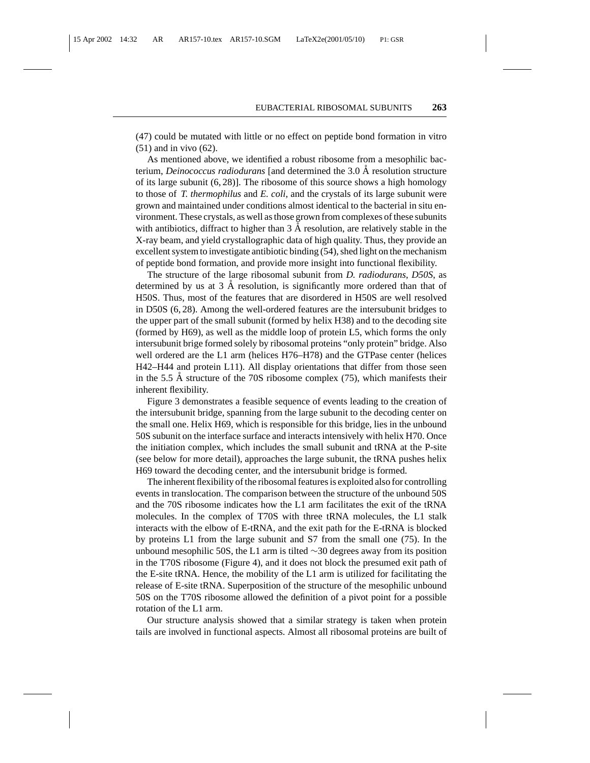(47) could be mutated with little or no effect on peptide bond formation in vitro (51) and in vivo (62).

As mentioned above, we identified a robust ribosome from a mesophilic bacterium, *Deinococcus radiodurans* [and determined the 3.0 Å resolution structure of its large subunit (6, 28)]. The ribosome of this source shows a high homology to those of *T. thermophilus* and *E. coli*, and the crystals of its large subunit were grown and maintained under conditions almost identical to the bacterial in situ environment. These crystals, as well as those grown from complexes of these subunits with antibiotics, diffract to higher than 3 Å resolution, are relatively stable in the X-ray beam, and yield crystallographic data of high quality. Thus, they provide an excellent system to investigate antibiotic binding (54), shed light on the mechanism of peptide bond formation, and provide more insight into functional flexibility.

The structure of the large ribosomal subunit from *D. radiodurans*, *D50S*, as determined by us at 3 Å resolution, is significantly more ordered than that of H50S. Thus, most of the features that are disordered in H50S are well resolved in D50S (6, 28). Among the well-ordered features are the intersubunit bridges to the upper part of the small subunit (formed by helix H38) and to the decoding site (formed by H69), as well as the middle loop of protein L5, which forms the only intersubunit brige formed solely by ribosomal proteins "only protein" bridge. Also well ordered are the L1 arm (helices H76–H78) and the GTPase center (helices H42–H44 and protein L11). All display orientations that differ from those seen in the 5.5 Å structure of the 70S ribosome complex (75), which manifests their inherent flexibility.

Figure 3 demonstrates a feasible sequence of events leading to the creation of the intersubunit bridge, spanning from the large subunit to the decoding center on the small one. Helix H69, which is responsible for this bridge, lies in the unbound 50S subunit on the interface surface and interacts intensively with helix H70. Once the initiation complex, which includes the small subunit and tRNA at the P-site (see below for more detail), approaches the large subunit, the tRNA pushes helix H69 toward the decoding center, and the intersubunit bridge is formed.

The inherent flexibility of the ribosomal features is exploited also for controlling events in translocation. The comparison between the structure of the unbound 50S and the 70S ribosome indicates how the L1 arm facilitates the exit of the tRNA molecules. In the complex of T70S with three tRNA molecules, the L1 stalk interacts with the elbow of E-tRNA, and the exit path for the E-tRNA is blocked by proteins L1 from the large subunit and S7 from the small one (75). In the unbound mesophilic 50S, the L1 arm is tilted ∼30 degrees away from its position in the T70S ribosome (Figure 4), and it does not block the presumed exit path of the E-site tRNA. Hence, the mobility of the L1 arm is utilized for facilitating the release of E-site tRNA. Superposition of the structure of the mesophilic unbound 50S on the T70S ribosome allowed the definition of a pivot point for a possible rotation of the L1 arm.

Our structure analysis showed that a similar strategy is taken when protein tails are involved in functional aspects. Almost all ribosomal proteins are built of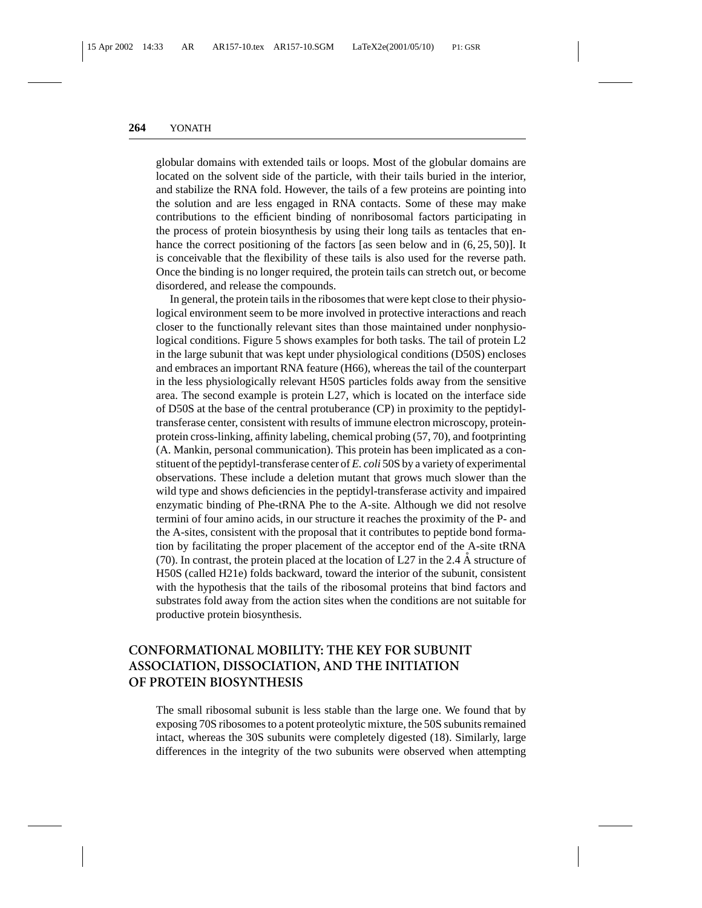globular domains with extended tails or loops. Most of the globular domains are located on the solvent side of the particle, with their tails buried in the interior, and stabilize the RNA fold. However, the tails of a few proteins are pointing into the solution and are less engaged in RNA contacts. Some of these may make contributions to the efficient binding of nonribosomal factors participating in the process of protein biosynthesis by using their long tails as tentacles that enhance the correct positioning of the factors [as seen below and in (6, 25, 50)]. It is conceivable that the flexibility of these tails is also used for the reverse path. Once the binding is no longer required, the protein tails can stretch out, or become disordered, and release the compounds.

In general, the protein tails in the ribosomes that were kept close to their physiological environment seem to be more involved in protective interactions and reach closer to the functionally relevant sites than those maintained under nonphysiological conditions. Figure 5 shows examples for both tasks. The tail of protein L2 in the large subunit that was kept under physiological conditions (D50S) encloses and embraces an important RNA feature (H66), whereas the tail of the counterpart in the less physiologically relevant H50S particles folds away from the sensitive area. The second example is protein L27, which is located on the interface side of D50S at the base of the central protuberance (CP) in proximity to the peptidyl-transferase center, consistent with results of immune electron microscopy, protein-protein cross-linking, affinity labeling, chemical probing (57, 70), and footprinting (A. Mankin, personal communication). This protein has been implicated as a constituent of the peptidyl-transferase center of *E. coli* 50S by a variety of experimental observations. These include a deletion mutant that grows much slower than the wild type and shows deficiencies in the peptidyl-transferase activity and impaired enzymatic binding of Phe-tRNA Phe to the A-site. Although we did not resolve termini of four amino acids, in our structure it reaches the proximity of the P- and the A-sites, consistent with the proposal that it contributes to peptide bond formation by facilitating the proper placement of the acceptor end of the A-site tRNA (70). In contrast, the protein placed at the location of L27 in the 2.4 Å structure of H50S (called H21e) folds backward, toward the interior of the subunit, consistent with the hypothesis that the tails of the ribosomal proteins that bind factors and substrates fold away from the action sites when the conditions are not suitable for productive protein biosynthesis.

## CONFORMATIONAL MOBILITY: THE KEY FOR SUBUNIT ASSOCIATION, DISSOCIATION, AND THE INITIATION OF PROTEIN BIOSYNTHESIS

The small ribosomal subunit is less stable than the large one. We found that by exposing 70S ribosomes to a potent proteolytic mixture, the 50S subunits remained intact, whereas the 30S subunits were completely digested (18). Similarly, large differences in the integrity of the two subunits were observed when attempting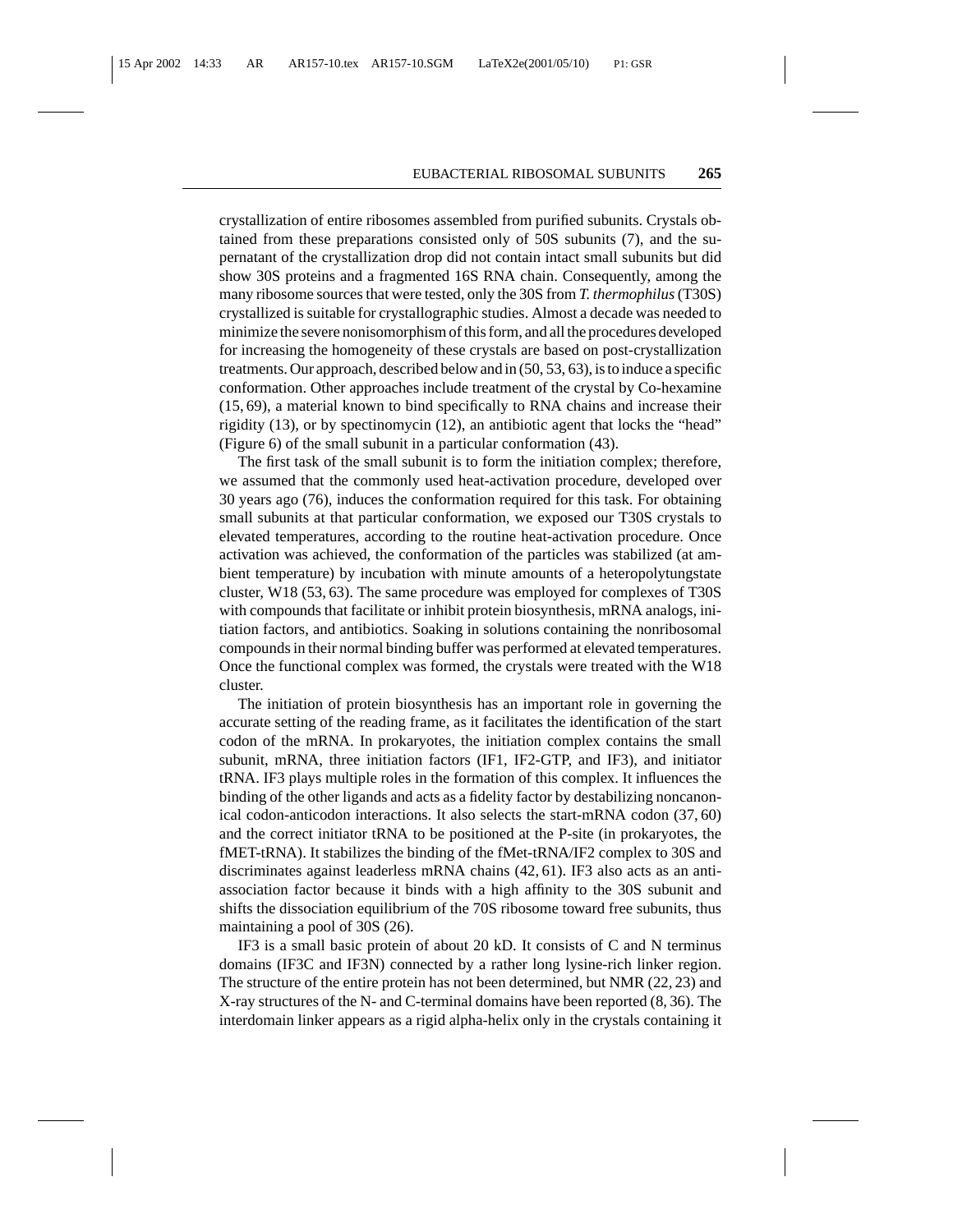crystallization of entire ribosomes assembled from purified subunits. Crystals obtained from these preparations consisted only of 50S subunits (7), and the supernatant of the crystallization drop did not contain intact small subunits but did show 30S proteins and a fragmented 16S RNA chain. Consequently, among the many ribosome sources that were tested, only the 30S from *T. thermophilus* (T30S) crystallized is suitable for crystallographic studies. Almost a decade was needed to minimize the severe nonisomorphism of this form, and all the procedures developed for increasing the homogeneity of these crystals are based on post-crystallization treatments. Our approach, described below and in (50, 53, 63), is to induce a specific conformation. Other approaches include treatment of the crystal by Co-hexamine (15, 69), a material known to bind specifically to RNA chains and increase their rigidity (13), or by spectinomycin (12), an antibiotic agent that locks the "head" (Figure 6) of the small subunit in a particular conformation (43).

The first task of the small subunit is to form the initiation complex; therefore, we assumed that the commonly used heat-activation procedure, developed over 30 years ago (76), induces the conformation required for this task. For obtaining small subunits at that particular conformation, we exposed our T30S crystals to elevated temperatures, according to the routine heat-activation procedure. Once activation was achieved, the conformation of the particles was stabilized (at ambient temperature) by incubation with minute amounts of a heteropolytungstate cluster, W18 (53, 63). The same procedure was employed for complexes of T30S with compounds that facilitate or inhibit protein biosynthesis, mRNA analogs, initiation factors, and antibiotics. Soaking in solutions containing the nonribosomal compounds in their normal binding buffer was performed at elevated temperatures. Once the functional complex was formed, the crystals were treated with the W18 cluster.

The initiation of protein biosynthesis has an important role in governing the accurate setting of the reading frame, as it facilitates the identification of the start codon of the mRNA. In prokaryotes, the initiation complex contains the small subunit, mRNA, three initiation factors (IF1, IF2-GTP, and IF3), and initiator tRNA. IF3 plays multiple roles in the formation of this complex. It influences the binding of the other ligands and acts as a fidelity factor by destabilizing noncanonical codon-anticodon interactions. It also selects the start-mRNA codon (37, 60) and the correct initiator tRNA to be positioned at the P-site (in prokaryotes, the fMET-tRNA). It stabilizes the binding of the fMet-tRNA/IF2 complex to 30S and discriminates against leaderless mRNA chains (42, 61). IF3 also acts as an anti-association factor because it binds with a high affinity to the 30S subunit and shifts the dissociation equilibrium of the 70S ribosome toward free subunits, thus maintaining a pool of 30S (26).

IF3 is a small basic protein of about 20 kD. It consists of C and N terminus domains (IF3C and IF3N) connected by a rather long lysine-rich linker region. The structure of the entire protein has not been determined, but NMR (22, 23) and X-ray structures of the N- and C-terminal domains have been reported (8, 36). The interdomain linker appears as a rigid alpha-helix only in the crystals containing it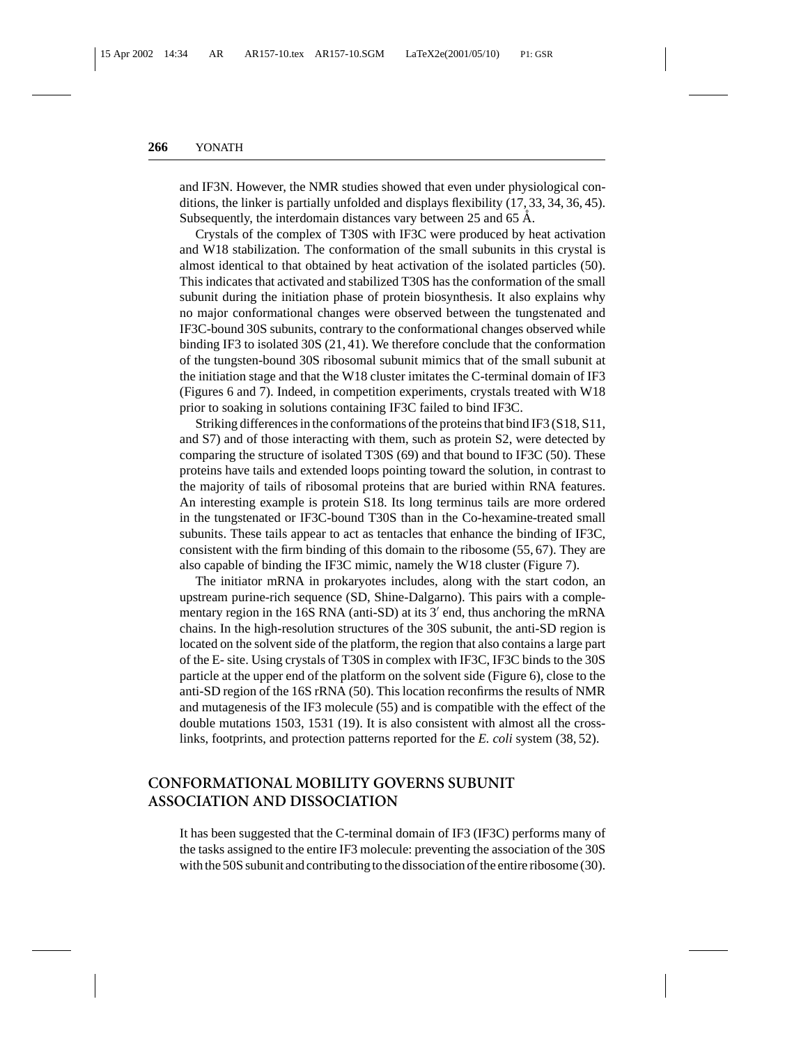and IF3N. However, the NMR studies showed that even under physiological conditions, the linker is partially unfolded and displays flexibility (17, 33, 34, 36, 45). Subsequently, the interdomain distances vary between 25 and 65 Å.

Crystals of the complex of T30S with IF3C were produced by heat activation and W18 stabilization. The conformation of the small subunits in this crystal is almost identical to that obtained by heat activation of the isolated particles (50). This indicates that activated and stabilized T30S has the conformation of the small subunit during the initiation phase of protein biosynthesis. It also explains why no major conformational changes were observed between the tungstenated and IF3C-bound 30S subunits, contrary to the conformational changes observed while binding IF3 to isolated 30S (21, 41). We therefore conclude that the conformation of the tungsten-bound 30S ribosomal subunit mimics that of the small subunit at the initiation stage and that the W18 cluster imitates the C-terminal domain of IF3 (Figures 6 and 7). Indeed, in competition experiments, crystals treated with W18 prior to soaking in solutions containing IF3C failed to bind IF3C.

Striking differences in the conformations of the proteins that bind IF3 (S18, S11, and S7) and of those interacting with them, such as protein S2, were detected by comparing the structure of isolated T30S (69) and that bound to IF3C (50). These proteins have tails and extended loops pointing toward the solution, in contrast to the majority of tails of ribosomal proteins that are buried within RNA features. An interesting example is protein S18. Its long terminus tails are more ordered in the tungstenated or IF3C-bound T30S than in the Co-hexamine-treated small subunits. These tails appear to act as tentacles that enhance the binding of IF3C, consistent with the firm binding of this domain to the ribosome (55, 67). They are also capable of binding the IF3C mimic, namely the W18 cluster (Figure 7).

The initiator mRNA in prokaryotes includes, along with the start codon, an upstream purine-rich sequence (SD, Shine-Dalgarno). This pairs with a complementary region in the 16S RNA (anti-SD) at its 3′ end, thus anchoring the mRNA chains. In the high-resolution structures of the 30S subunit, the anti-SD region is located on the solvent side of the platform, the region that also contains a large part of the E- site. Using crystals of T30S in complex with IF3C, IF3C binds to the 30S particle at the upper end of the platform on the solvent side (Figure 6), close to the anti-SD region of the 16S rRNA (50). This location reconfirms the results of NMR and mutagenesis of the IF3 molecule (55) and is compatible with the effect of the double mutations 1503, 1531 (19). It is also consistent with almost all the cross-links, footprints, and protection patterns reported for the *E. coli* system (38, 52).

## CONFORMATIONAL MOBILITY GOVERNS SUBUNIT ASSOCIATION AND DISSOCIATION

It has been suggested that the C-terminal domain of IF3 (IF3C) performs many of the tasks assigned to the entire IF3 molecule: preventing the association of the 30S with the 50S subunit and contributing to the dissociation of the entire ribosome (30).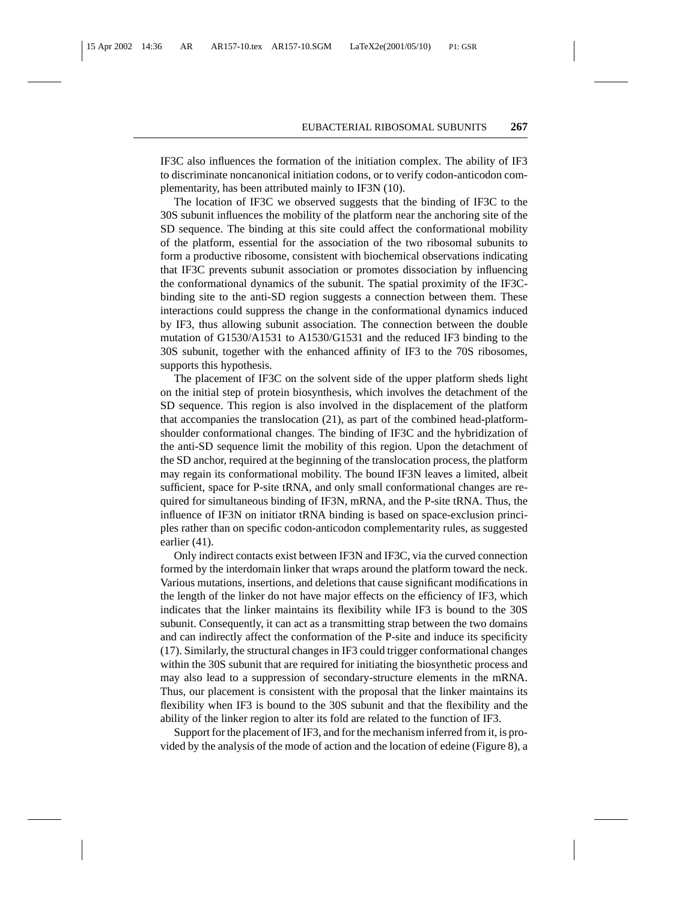IF3C also influences the formation of the initiation complex. The ability of IF3 to discriminate noncanonical initiation codons, or to verify codon-anticodon complementarity, has been attributed mainly to IF3N (10).

The location of IF3C we observed suggests that the binding of IF3C to the 30S subunit influences the mobility of the platform near the anchoring site of the SD sequence. The binding at this site could affect the conformational mobility of the platform, essential for the association of the two ribosomal subunits to form a productive ribosome, consistent with biochemical observations indicating that IF3C prevents subunit association or promotes dissociation by influencing the conformational dynamics of the subunit. The spatial proximity of the IF3C-binding site to the anti-SD region suggests a connection between them. These interactions could suppress the change in the conformational dynamics induced by IF3, thus allowing subunit association. The connection between the double mutation of G1530/A1531 to A1530/G1531 and the reduced IF3 binding to the 30S subunit, together with the enhanced affinity of IF3 to the 70S ribosomes, supports this hypothesis.

The placement of IF3C on the solvent side of the upper platform sheds light on the initial step of protein biosynthesis, which involves the detachment of the SD sequence. This region is also involved in the displacement of the platform that accompanies the translocation (21), as part of the combined head-platform-shoulder conformational changes. The binding of IF3C and the hybridization of the anti-SD sequence limit the mobility of this region. Upon the detachment of the SD anchor, required at the beginning of the translocation process, the platform may regain its conformational mobility. The bound IF3N leaves a limited, albeit sufficient, space for P-site tRNA, and only small conformational changes are required for simultaneous binding of IF3N, mRNA, and the P-site tRNA. Thus, the influence of IF3N on initiator tRNA binding is based on space-exclusion principles rather than on specific codon-anticodon complementarity rules, as suggested earlier (41).

Only indirect contacts exist between IF3N and IF3C, via the curved connection formed by the interdomain linker that wraps around the platform toward the neck. Various mutations, insertions, and deletions that cause significant modifications in the length of the linker do not have major effects on the efficiency of IF3, which indicates that the linker maintains its flexibility while IF3 is bound to the 30S subunit. Consequently, it can act as a transmitting strap between the two domains and can indirectly affect the conformation of the P-site and induce its specificity (17). Similarly, the structural changes in IF3 could trigger conformational changes within the 30S subunit that are required for initiating the biosynthetic process and may also lead to a suppression of secondary-structure elements in the mRNA. Thus, our placement is consistent with the proposal that the linker maintains its flexibility when IF3 is bound to the 30S subunit and that the flexibility and the ability of the linker region to alter its fold are related to the function of IF3.

Support for the placement of IF3, and for the mechanism inferred from it, is provided by the analysis of the mode of action and the location of edeine (Figure 8), a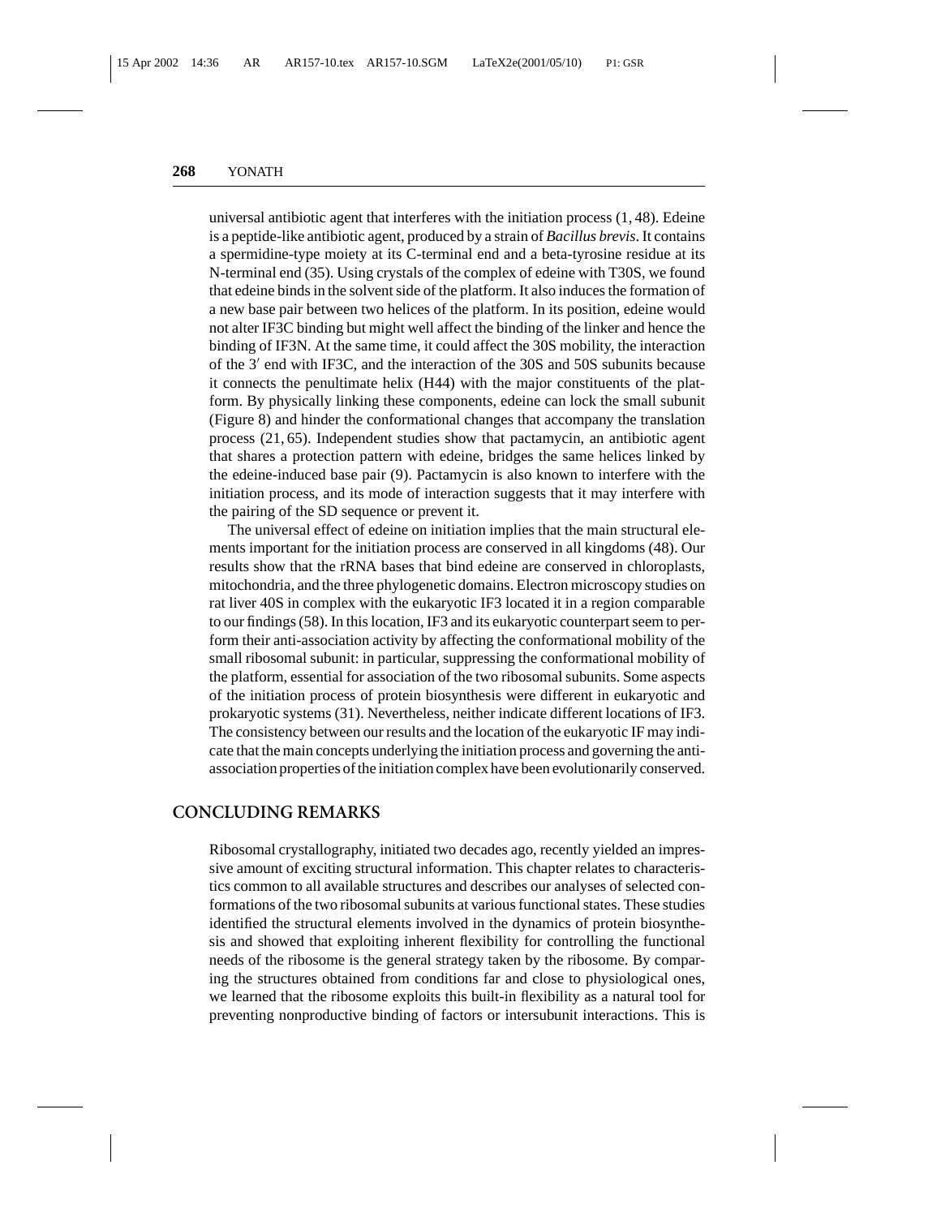universal antibiotic agent that interferes with the initiation process (1, 48). Edeine is a peptide-like antibiotic agent, produced by a strain of *Bacillus brevis*. It contains a spermidine-type moiety at its C-terminal end and a beta-tyrosine residue at its N-terminal end (35). Using crystals of the complex of edeine with T30S, we found that edeine binds in the solvent side of the platform. It also induces the formation of a new base pair between two helices of the platform. In its position, edeine would not alter IF3C binding but might well affect the binding of the linker and hence the binding of IF3N. At the same time, it could affect the 30S mobility, the interaction of the 3′ end with IF3C, and the interaction of the 30S and 50S subunits because it connects the penultimate helix (H44) with the major constituents of the platform. By physically linking these components, edeine can lock the small subunit (Figure 8) and hinder the conformational changes that accompany the translation process (21, 65). Independent studies show that pactamycin, an antibiotic agent that shares a protection pattern with edeine, bridges the same helices linked by the edeine-induced base pair (9). Pactamycin is also known to interfere with the initiation process, and its mode of interaction suggests that it may interfere with the pairing of the SD sequence or prevent it.

The universal effect of edeine on initiation implies that the main structural elements important for the initiation process are conserved in all kingdoms (48). Our results show that the rRNA bases that bind edeine are conserved in chloroplasts, mitochondria, and the three phylogenetic domains. Electron microscopy studies on rat liver 40S in complex with the eukaryotic IF3 located it in a region comparable to our findings (58). In this location, IF3 and its eukaryotic counterpart seem to perform their anti-association activity by affecting the conformational mobility of the small ribosomal subunit: in particular, suppressing the conformational mobility of the platform, essential for association of the two ribosomal subunits. Some aspects of the initiation process of protein biosynthesis were different in eukaryotic and prokaryotic systems (31). Nevertheless, neither indicate different locations of IF3. The consistency between our results and the location of the eukaryotic IF may indicate that the main concepts underlying the initiation process and governing the anti-association properties of the initiation complex have been evolutionarily conserved.

## CONCLUDING REMARKS

Ribosomal crystallography, initiated two decades ago, recently yielded an impressive amount of exciting structural information. This chapter relates to characteristics common to all available structures and describes our analyses of selected conformations of the two ribosomal subunits at various functional states. These studies identified the structural elements involved in the dynamics of protein biosynthesis and showed that exploiting inherent flexibility for controlling the functional needs of the ribosome is the general strategy taken by the ribosome. By comparing the structures obtained from conditions far and close to physiological ones, we learned that the ribosome exploits this built-in flexibility as a natural tool for preventing nonproductive binding of factors or intersubunit interactions. This is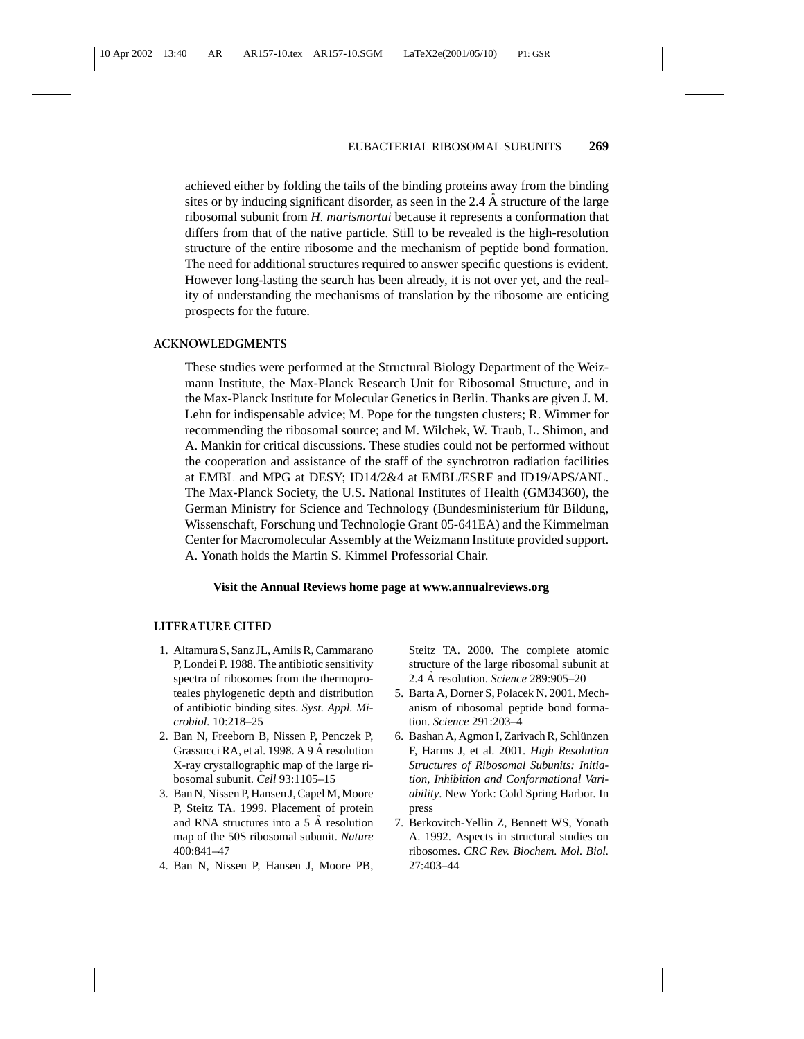achieved either by folding the tails of the binding proteins away from the binding sites or by inducing significant disorder, as seen in the 2.4 Å structure of the large ribosomal subunit from *H. marismortui* because it represents a conformation that differs from that of the native particle. Still to be revealed is the high-resolution structure of the entire ribosome and the mechanism of peptide bond formation. The need for additional structures required to answer specific questions is evident. However long-lasting the search has been already, it is not over yet, and the reality of understanding the mechanisms of translation by the ribosome are enticing prospects for the future.

## ACKNOWLEDGMENTS

These studies were performed at the Structural Biology Department of the Weizmann Institute, the Max-Planck Research Unit for Ribosomal Structure, and in the Max-Planck Institute for Molecular Genetics in Berlin. Thanks are given J. M. Lehn for indispensable advice; M. Pope for the tungsten clusters; R. Wimmer for recommending the ribosomal source; and M. Wilchek, W. Traub, L. Shimon, and A. Mankin for critical discussions. These studies could not be performed without the cooperation and assistance of the staff of the synchrotron radiation facilities at EMBL and MPG at DESY; ID14/2&4 at EMBL/ESRF and ID19/APS/ANL. The Max-Planck Society, the U.S. National Institutes of Health (GM34360), the German Ministry for Science and Technology (Bundesministerium für Bildung, Wissenschaft, Forschung und Technologie Grant 05-641EA) and the Kimmelman Center for Macromolecular Assembly at the Weizmann Institute provided support. A. Yonath holds the Martin S. Kimmel Professorial Chair.

**Visit the Annual Reviews home page at www.annualreviews.org**

## LITERATURE CITED

1. Altamura S, Sanz JL, Amils R, Cammarano P, Londei P. 1988. The antibiotic sensitivity spectra of ribosomes from the thermoproteales phylogenetic depth and distribution of antibiotic binding sites. *Syst. Appl. Microbiol.* 10:218–25
2. Ban N, Freeborn B, Nissen P, Penczek P, Grassucci RA, et al. 1998. A 9 Å resolution X-ray crystallographic map of the large ribosomal subunit. *Cell* 93:1105–15
3. Ban N, Nissen P, Hansen J, Capel M, Moore P, Steitz TA. 1999. Placement of protein and RNA structures into a 5 Å resolution map of the 50S ribosomal subunit. *Nature* 400:841–47
4. Ban N, Nissen P, Hansen J, Moore PB, Steitz TA. 2000. The complete atomic structure of the large ribosomal subunit at 2.4 Å resolution. *Science* 289:905–20
5. Barta A, Dorner S, Polacek N. 2001. Mechanism of ribosomal peptide bond formation. *Science* 291:203–4
6. Bashan A, Agmon I, Zarivach R, Schlünzen F, Harms J, et al. 2001. *High Resolution Structures of Ribosomal Subunits: Initiation, Inhibition and Conformational Variability*. New York: Cold Spring Harbor. In press
7. Berkovitch-Yellin Z, Bennett WS, Yonath A. 1992. Aspects in structural studies on ribosomes. *CRC Rev. Biochem. Mol. Biol.* 27:403–44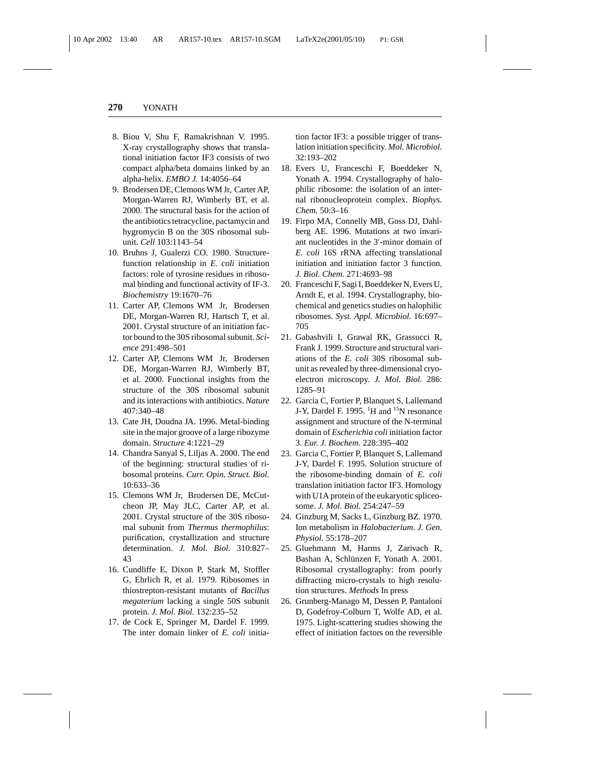8. Biou V, Shu F, Ramakrishnan V. 1995. X-ray crystallography shows that translational initiation factor IF3 consists of two compact alpha/beta domains linked by an alpha-helix. *EMBO J.* 14:4056–64
9. Brodersen DE, Clemons WM Jr, Carter AP, Morgan-Warren RJ, Wimberly BT, et al. 2000. The structural basis for the action of the antibiotics tetracycline, pactamycin and hygromycin B on the 30S ribosomal subunit. *Cell* 103:1143–54
10. Bruhns J, Gualerzi CO. 1980. Structure-function relationship in *E. coli* initiation factors: role of tyrosine residues in ribosomal binding and functional activity of IF-3. *Biochemistry* 19:1670–76
11. Carter AP, Clemons WM Jr, Brodersen DE, Morgan-Warren RJ, Hartsch T, et al. 2001. Crystal structure of an initiation factor bound to the 30S ribosomal subunit. *Science* 291:498–501
12. Carter AP, Clemons WM Jr, Brodersen DE, Morgan-Warren RJ, Wimberly BT, et al. 2000. Functional insights from the structure of the 30S ribosomal subunit and its interactions with antibiotics. *Nature* 407:340–48
13. Cate JH, Doudna JA. 1996. Metal-binding site in the major groove of a large ribozyme domain. *Structure* 4:1221–29
14. Chandra Sanyal S, Liljas A. 2000. The end of the beginning: structural studies of ribosomal proteins. *Curr. Opin. Struct. Biol.* 10:633–36
15. Clemons WM Jr, Brodersen DE, McCutcheon JP, May JLC, Carter AP, et al. 2001. Crystal structure of the 30S ribosomal subunit from *Thermus thermophilus*: purification, crystallization and structure determination. *J. Mol. Biol.* 310:827–43
16. Cundliffe E, Dixon P, Stark M, Stoffler G, Ehrlich R, et al. 1979. Ribosomes in thiostrepton-resistant mutants of *Bacillus megaterium* lacking a single 50S subunit protein. *J. Mol. Biol.* 132:235–52
17. de Cock E, Springer M, Dardel F. 1999. The inter domain linker of *E. coli* initiation factor IF3: a possible trigger of translation initiation specificity. *Mol. Microbiol.* 32:193–202
18. Evers U, Franceschi F, Boeddeker N, Yonath A. 1994. Crystallography of halophilic ribosome: the isolation of an internal ribonucleoprotein complex. *Biophys. Chem.* 50:3–16
19. Firpo MA, Connelly MB, Goss DJ, Dahlberg AE. 1996. Mutations at two invariant nucleotides in the 3′-minor domain of *E. coli* 16S rRNA affecting translational initiation and initiation factor 3 function. *J. Biol. Chem.* 271:4693–98
20. Franceschi F, Sagi I, Boeddeker N, Evers U, Arndt E, et al. 1994. Crystallography, biochemical and genetics studies on halophilic ribosomes. *Syst. Appl. Microbiol.* 16:697–705
21. Gabashvili I, Grawal RK, Grassucci R, Frank J. 1999. Structure and structural variations of the *E. coli* 30S ribosomal subunit as revealed by three-dimensional cryo-electron microscopy. *J. Mol. Biol.* 286:1285–91
22. Garcia C, Fortier P, Blanquet S, Lallemand J-Y, Dardel F. 1995. $^{1}$H and $^{15}$N resonance assignment and structure of the N-terminal domain of *Escherichia coli* initiation factor 3. *Eur. J. Biochem.* 228:395–402
23. Garcia C, Fortier P, Blanquet S, Lallemand J-Y, Dardel F. 1995. Solution structure of the ribosome-binding domain of *E. coli* translation initiation factor IF3. Homology with U1A protein of the eukaryotic spliceosome. *J. Mol. Biol.* 254:247–59
24. Ginzburg M, Sacks L, Ginzburg BZ. 1970. Ion metabolism in *Halobacterium*. *J. Gen. Physiol.* 55:178–207
25. Gluehmann M, Harms J, Zarivach R, Bashan A, Schlünzen F, Yonath A. 2001. Ribosomal crystallography: from poorly diffracting micro-crystals to high resolution structures. *Methods* In press
26. Grunberg-Manago M, Dessen P, Pantaloni D, Godefroy-Colburn T, Wolfe AD, et al. 1975. Light-scattering studies showing the effect of initiation factors on the reversible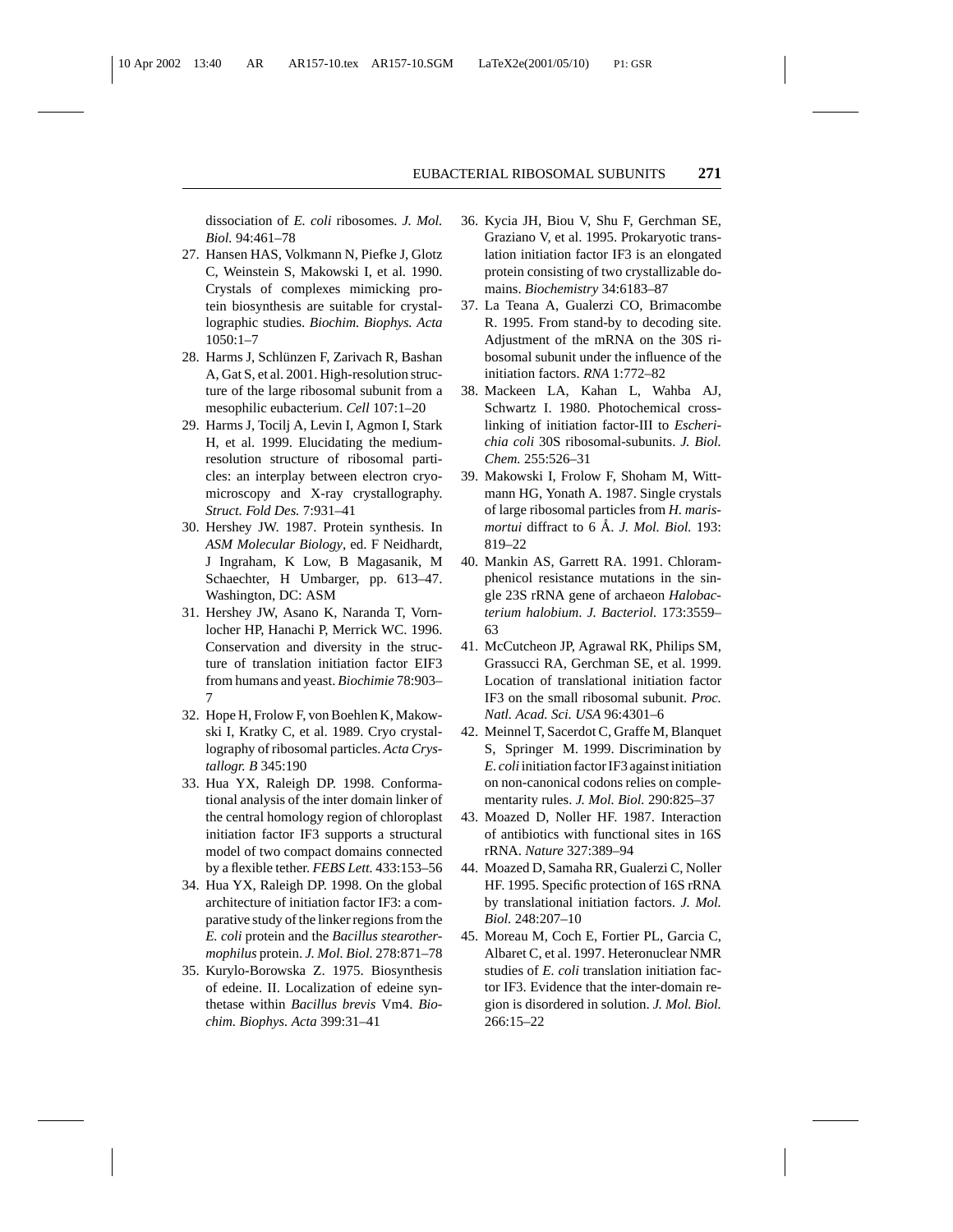dissociation of *E. coli* ribosomes. *J. Mol. Biol.* 94:461–78

27. Hansen HAS, Volkmann N, Piefke J, Glotz C, Weinstein S, Makowski I, et al. 1990. Crystals of complexes mimicking protein biosynthesis are suitable for crystallographic studies. *Biochim. Biophys. Acta* 1050:1–7
28. Harms J, Schlünzen F, Zarivach R, Bashan A, Gat S, et al. 2001. High-resolution structure of the large ribosomal subunit from a mesophilic eubacterium. *Cell* 107:1–20
29. Harms J, Tocilj A, Levin I, Agmon I, Stark H, et al. 1999. Elucidating the medium-resolution structure of ribosomal particles: an interplay between electron cryo-microscopy and X-ray crystallography. *Struct. Fold Des.* 7:931–41
30. Hershey JW. 1987. Protein synthesis. In *ASM Molecular Biology*, ed. F Neidhardt, J Ingraham, K Low, B Magasanik, M Schaechter, H Umbarger, pp. 613–47. Washington, DC: ASM
31. Hershey JW, Asano K, Naranda T, Vornlocher HP, Hanachi P, Merrick WC. 1996. Conservation and diversity in the structure of translation initiation factor EIF3 from humans and yeast. *Biochimie* 78:903–7
32. Hope H, Frolow F, von Boehlen K, Makowski I, Kratky C, et al. 1989. Cryo crystallography of ribosomal particles. *Acta Crystallogr. B* 345:190
33. Hua YX, Raleigh DP. 1998. Conformational analysis of the inter domain linker of the central homology region of chloroplast initiation factor IF3 supports a structural model of two compact domains connected by a flexible tether. *FEBS Lett.* 433:153–56
34. Hua YX, Raleigh DP. 1998. On the global architecture of initiation factor IF3: a comparative study of the linker regions from the *E. coli* protein and the *Bacillus stearothermophilus* protein. *J. Mol. Biol.* 278:871–78
35. Kurylo-Borowska Z. 1975. Biosynthesis of edeine. II. Localization of edeine synthetase within *Bacillus brevis* Vm4. *Biochim. Biophys. Acta* 399:31–41
36. Kycia JH, Biou V, Shu F, Gerchman SE, Graziano V, et al. 1995. Prokaryotic translation initiation factor IF3 is an elongated protein consisting of two crystallizable domains. *Biochemistry* 34:6183–87
37. La Teana A, Gualerzi CO, Brimacombe R. 1995. From stand-by to decoding site. Adjustment of the mRNA on the 30S ribosomal subunit under the influence of the initiation factors. *RNA* 1:772–82
38. Mackeen LA, Kahan L, Wahba AJ, Schwartz I. 1980. Photochemical crosslinking of initiation factor-III to *Escherichia coli* 30S ribosomal-subunits. *J. Biol. Chem.* 255:526–31
39. Makowski I, Frolow F, Shoham M, Wittmann HG, Yonath A. 1987. Single crystals of large ribosomal particles from *H. marismortui* diffract to 6 Å. *J. Mol. Biol.* 193: 819–22
40. Mankin AS, Garrett RA. 1991. Chloramphenicol resistance mutations in the single 23S rRNA gene of archaeon *Halobacterium halobium*. *J. Bacteriol.* 173:3559–63
41. McCutcheon JP, Agrawal RK, Philips SM, Grassucci RA, Gerchman SE, et al. 1999. Location of translational initiation factor IF3 on the small ribosomal subunit. *Proc. Natl. Acad. Sci. USA* 96:4301–6
42. Meinnel T, Sacerdot C, Graffe M, Blanquet S, Springer M. 1999. Discrimination by *E. coli* initiation factor IF3 against initiation on non-canonical codons relies on complementarity rules. *J. Mol. Biol.* 290:825–37
43. Moazed D, Noller HF. 1987. Interaction of antibiotics with functional sites in 16S rRNA. *Nature* 327:389–94
44. Moazed D, Samaha RR, Gualerzi C, Noller HF. 1995. Specific protection of 16S rRNA by translational initiation factors. *J. Mol. Biol.* 248:207–10
45. Moreau M, Coch E, Fortier PL, Garcia C, Albaret C, et al. 1997. Heteronuclear NMR studies of *E. coli* translation initiation factor IF3. Evidence that the inter-domain region is disordered in solution. *J. Mol. Biol.* 266:15–22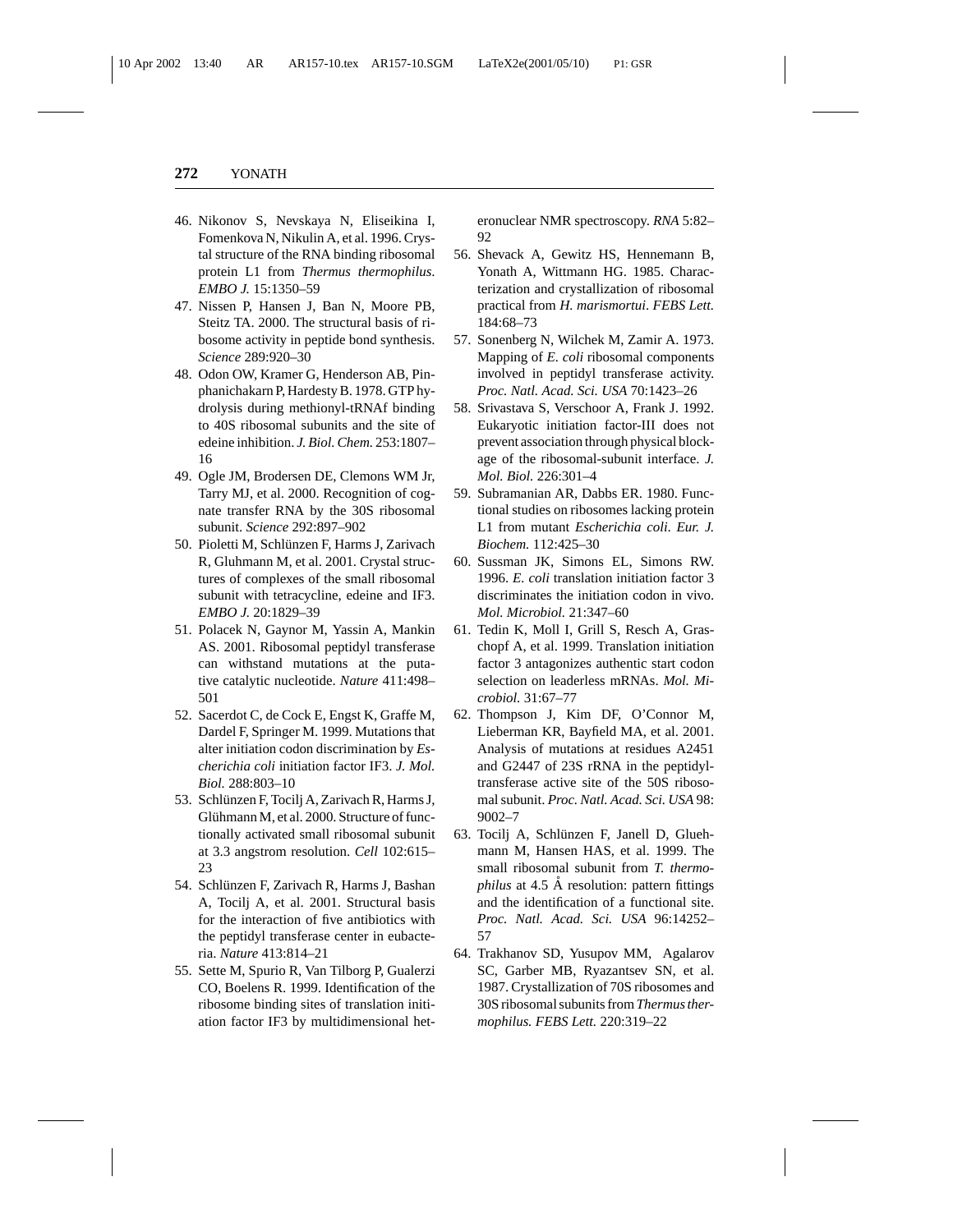46. Nikonov S, Nevskaya N, Eliseikina I, Fomenkova N, Nikulin A, et al. 1996. Crystal structure of the RNA binding ribosomal protein L1 from *Thermus thermophilus*. *EMBO J.* 15:1350–59
47. Nissen P, Hansen J, Ban N, Moore PB, Steitz TA. 2000. The structural basis of ribosome activity in peptide bond synthesis. *Science* 289:920–30
48. Odon OW, Kramer G, Henderson AB, Pinphanichakarn P, Hardesty B. 1978. GTP hydrolysis during methionyl-tRNAf binding to 40S ribosomal subunits and the site of edeine inhibition. *J. Biol. Chem.* 253:1807–16
49. Ogle JM, Brodersen DE, Clemons WM Jr, Tarry MJ, et al. 2000. Recognition of cognate transfer RNA by the 30S ribosomal subunit. *Science* 292:897–902
50. Pioletti M, Schlünzen F, Harms J, Zarivach R, Gluhmann M, et al. 2001. Crystal structures of complexes of the small ribosomal subunit with tetracycline, edeine and IF3. *EMBO J.* 20:1829–39
51. Polacek N, Gaynor M, Yassin A, Mankin AS. 2001. Ribosomal peptidyl transferase can withstand mutations at the putative catalytic nucleotide. *Nature* 411:498–501
52. Sacerdot C, de Cock E, Engst K, Graffe M, Dardel F, Springer M. 1999. Mutations that alter initiation codon discrimination by *Escherichia coli* initiation factor IF3. *J. Mol. Biol.* 288:803–10
53. Schlünzen F, Tocilj A, Zarivach R, Harms J, Glühmann M, et al. 2000. Structure of functionally activated small ribosomal subunit at 3.3 angstrom resolution. *Cell* 102:615–23
54. Schlünzen F, Zarivach R, Harms J, Bashan A, Tocilj A, et al. 2001. Structural basis for the interaction of five antibiotics with the peptidyl transferase center in eubacteria. *Nature* 413:814–21
55. Sette M, Spurio R, Van Tilborg P, Gualerzi CO, Boelens R. 1999. Identification of the ribosome binding sites of translation initiation factor IF3 by multidimensional heteronuclear NMR spectroscopy. *RNA* 5:82–92
56. Shevack A, Gewitz HS, Hennemann B, Yonath A, Wittmann HG. 1985. Characterization and crystallization of ribosomal practical from *H. marismortui*. *FEBS Lett.* 184:68–73
57. Sonenberg N, Wilchek M, Zamir A. 1973. Mapping of *E. coli* ribosomal components involved in peptidyl transferase activity. *Proc. Natl. Acad. Sci. USA* 70:1423–26
58. Srivastava S, Verschoor A, Frank J. 1992. Eukaryotic initiation factor-III does not prevent association through physical blockage of the ribosomal-subunit interface. *J. Mol. Biol.* 226:301–4
59. Subramanian AR, Dabbs ER. 1980. Functional studies on ribosomes lacking protein L1 from mutant *Escherichia coli*. *Eur. J. Biochem.* 112:425–30
60. Sussman JK, Simons EL, Simons RW. 1996. *E. coli* translation initiation factor 3 discriminates the initiation codon in vivo. *Mol. Microbiol.* 21:347–60
61. Tedin K, Moll I, Grill S, Resch A, Graschopf A, et al. 1999. Translation initiation factor 3 antagonizes authentic start codon selection on leaderless mRNAs. *Mol. Microbiol.* 31:67–77
62. Thompson J, Kim DF, O'Connor M, Lieberman KR, Bayfield MA, et al. 2001. Analysis of mutations at residues A2451 and G2447 of 23S rRNA in the peptidyltransferase active site of the 50S ribosomal subunit. *Proc. Natl. Acad. Sci. USA* 98:9002–7
63. Tocilj A, Schlünzen F, Janell D, Gluehmann M, Hansen HAS, et al. 1999. The small ribosomal subunit from *T. thermophilus* at 4.5 Å resolution: pattern fittings and the identification of a functional site. *Proc. Natl. Acad. Sci. USA* 96:14252–57
64. Trakhanov SD, Yusupov MM, Agalarov SC, Garber MB, Ryazantsev SN, et al. 1987. Crystallization of 70S ribosomes and 30S ribosomal subunits from *Thermus thermophilus*. *FEBS Lett.* 220:319–22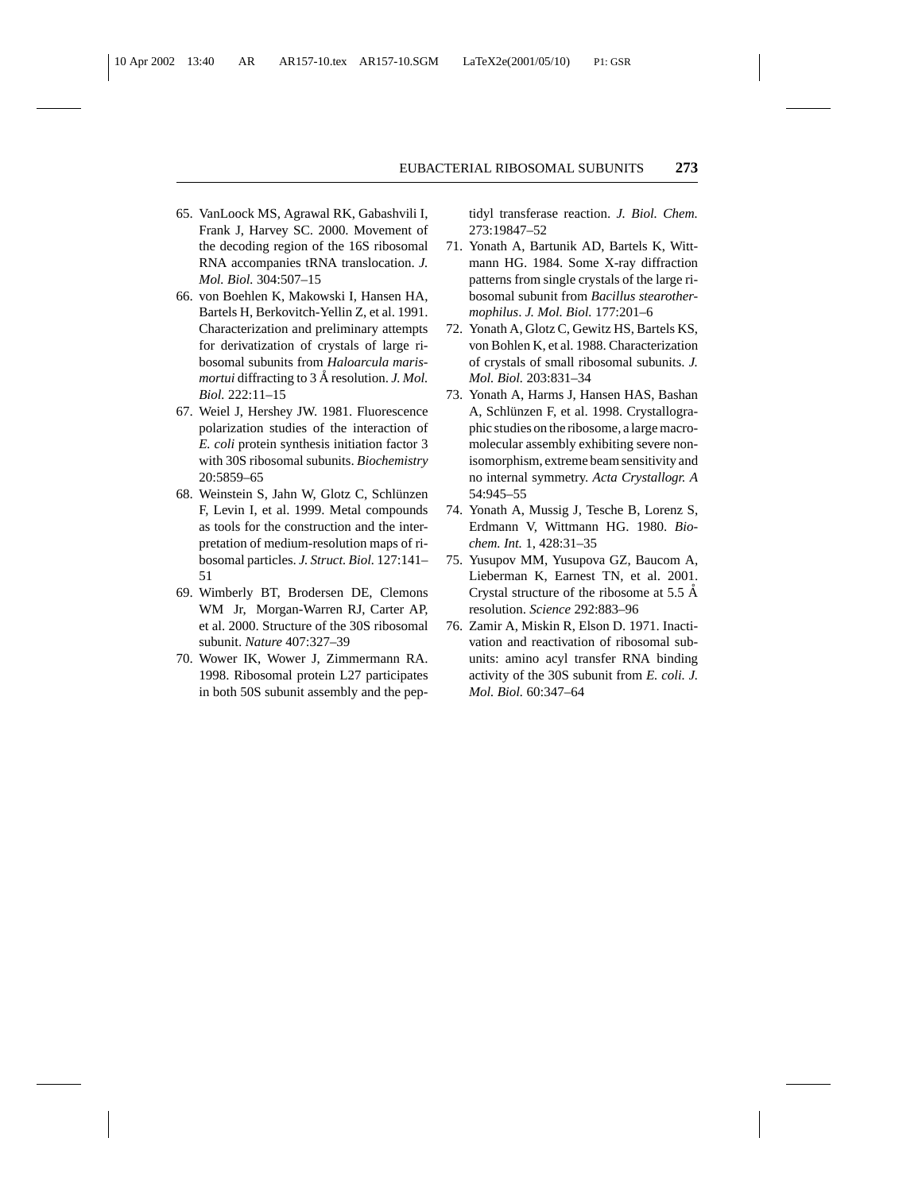65. VanLoock MS, Agrawal RK, Gabashvili I, Frank J, Harvey SC. 2000. Movement of the decoding region of the 16S ribosomal RNA accompanies tRNA translocation. *J. Mol. Biol.* 304:507–15
66. von Boehlen K, Makowski I, Hansen HA, Bartels H, Berkovitch-Yellin Z, et al. 1991. Characterization and preliminary attempts for derivatization of crystals of large ribosomal subunits from *Haloarcula marismortui* diffracting to 3 Å resolution. *J. Mol. Biol.* 222:11–15
67. Weiel J, Hershey JW. 1981. Fluorescence polarization studies of the interaction of *E. coli* protein synthesis initiation factor 3 with 30S ribosomal subunits. *Biochemistry* 20:5859–65
68. Weinstein S, Jahn W, Glotz C, Schlünzen F, Levin I, et al. 1999. Metal compounds as tools for the construction and the interpretation of medium-resolution maps of ribosomal particles. *J. Struct. Biol.* 127:141–51
69. Wimberly BT, Brodersen DE, Clemons WM Jr, Morgan-Warren RJ, Carter AP, et al. 2000. Structure of the 30S ribosomal subunit. *Nature* 407:327–39
70. Wower IK, Wower J, Zimmermann RA. 1998. Ribosomal protein L27 participates in both 50S subunit assembly and the peptidyl transferase reaction. *J. Biol. Chem.* 273:19847–52
71. Yonath A, Bartunik AD, Bartels K, Wittmann HG. 1984. Some X-ray diffraction patterns from single crystals of the large ribosomal subunit from *Bacillus stearothermophilus*. *J. Mol. Biol.* 177:201–6
72. Yonath A, Glotz C, Gewitz HS, Bartels KS, von Bohlen K, et al. 1988. Characterization of crystals of small ribosomal subunits. *J. Mol. Biol.* 203:831–34
73. Yonath A, Harms J, Hansen HAS, Bashan A, Schlünzen F, et al. 1998. Crystallographic studies on the ribosome, a large macromolecular assembly exhibiting severe nonisomorphism, extreme beam sensitivity and no internal symmetry. *Acta Crystallogr. A* 54:945–55
74. Yonath A, Mussig J, Tesche B, Lorenz S, Erdmann V, Wittmann HG. 1980. *Biochem. Int.* 1, 428:31–35
75. Yusupov MM, Yusupova GZ, Baucom A, Lieberman K, Earnest TN, et al. 2001. Crystal structure of the ribosome at 5.5 Å resolution. *Science* 292:883–96
76. Zamir A, Miskin R, Elson D. 1971. Inactivation and reactivation of ribosomal subunits: amino acyl transfer RNA binding activity of the 30S subunit from *E. coli. J. Mol. Biol.* 60:347–64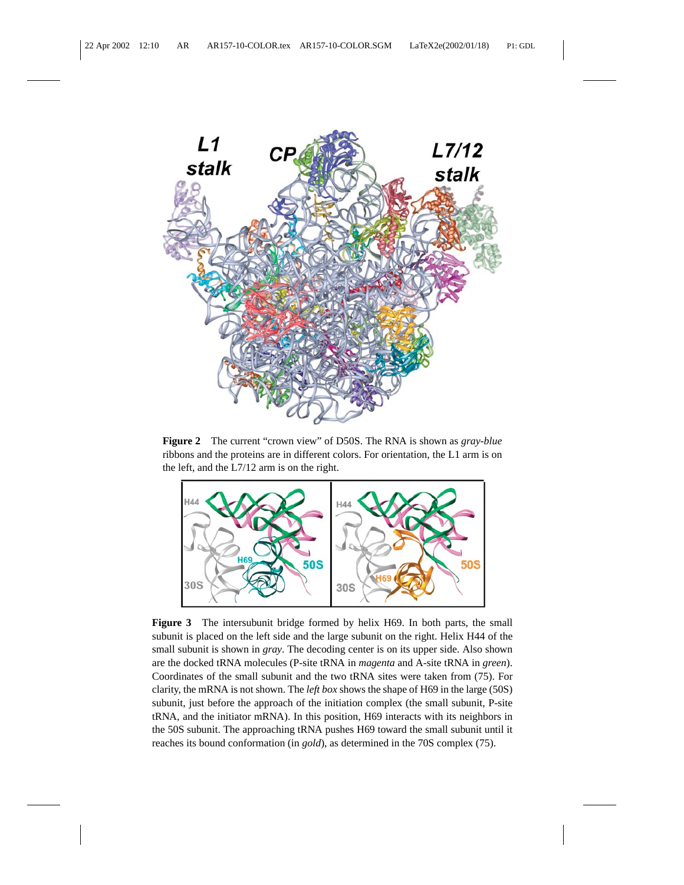**Figure 2** The current "crown view" of D50S. The RNA is shown as *gray-blue* ribbons and the proteins are in different colors. For orientation, the L1 arm is on the left, and the L7/12 arm is on the right.

**Figure 3** The intersubunit bridge formed by helix H69. In both parts, the small subunit is placed on the left side and the large subunit on the right. Helix H44 of the small subunit is shown in *gray*. The decoding center is on its upper side. Also shown are the docked tRNA molecules (P-site tRNA in *magenta* and A-site tRNA in *green*). Coordinates of the small subunit and the two tRNA sites were taken from (75). For clarity, the mRNA is not shown. The *left box* shows the shape of H69 in the large (50S) subunit, just before the approach of the initiation complex (the small subunit, P-site tRNA, and the initiator mRNA). In this position, H69 interacts with its neighbors in the 50S subunit. The approaching tRNA pushes H69 toward the small subunit until it reaches its bound conformation (in *gold*), as determined in the 70S complex (75).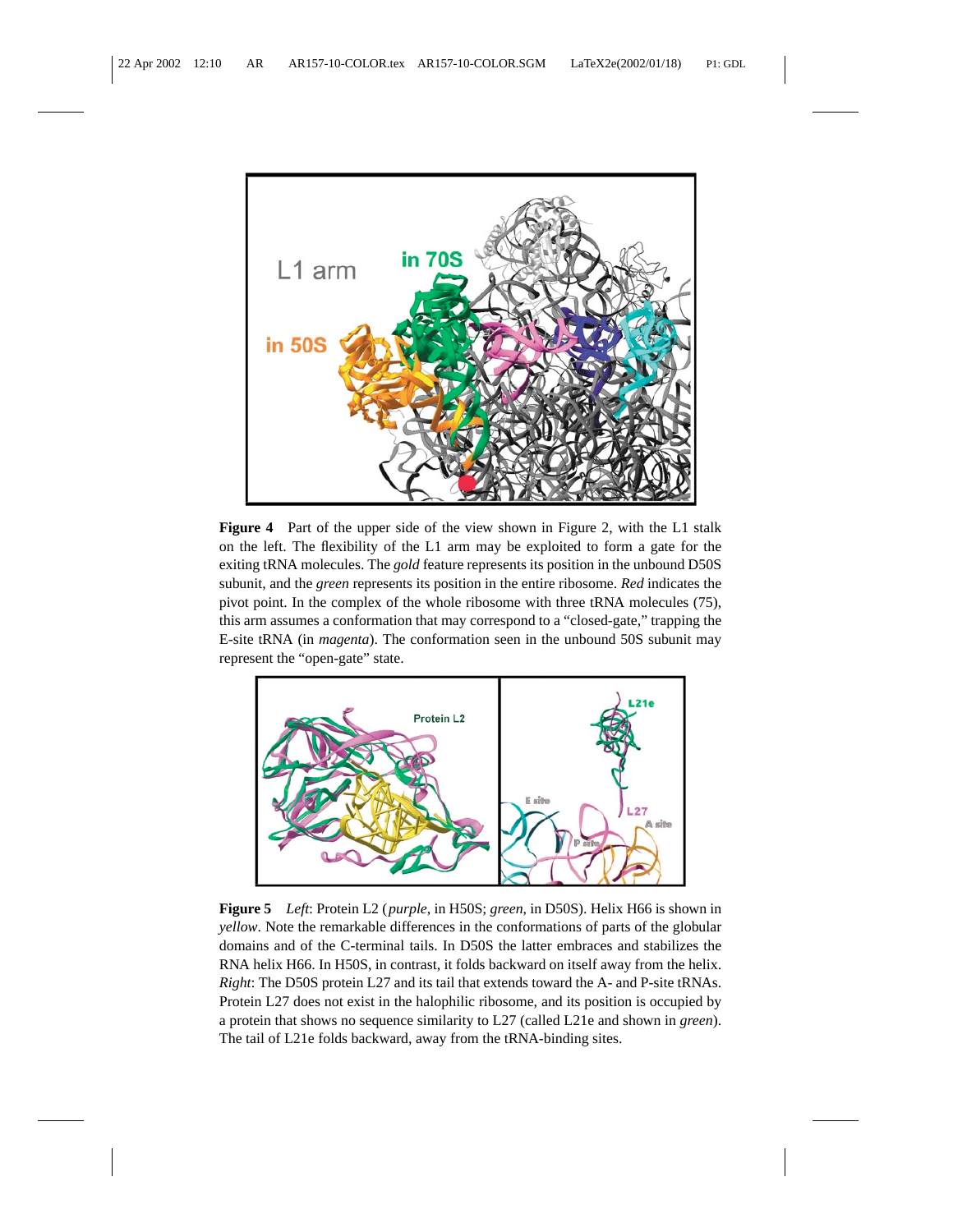**Figure 4** Part of the upper side of the view shown in Figure 2, with the L1 stalk on the left. The flexibility of the L1 arm may be exploited to form a gate for the exiting tRNA molecules. The *gold* feature represents its position in the unbound D50S subunit, and the *green* represents its position in the entire ribosome. *Red* indicates the pivot point. In the complex of the whole ribosome with three tRNA molecules (75), this arm assumes a conformation that may correspond to a "closed-gate," trapping the E-site tRNA (in *magenta*). The conformation seen in the unbound 50S subunit may represent the "open-gate" state.

**Figure 5** *Left*: Protein L2 (*purple*, in H50S; *green*, in D50S). Helix H66 is shown in *yellow*. Note the remarkable differences in the conformations of parts of the globular domains and of the C-terminal tails. In D50S the latter embraces and stabilizes the RNA helix H66. In H50S, in contrast, it folds backward on itself away from the helix. *Right*: The D50S protein L27 and its tail that extends toward the A- and P-site tRNAs. Protein L27 does not exist in the halophilic ribosome, and its position is occupied by a protein that shows no sequence similarity to L27 (called L21e and shown in *green*). The tail of L21e folds backward, away from the tRNA-binding sites.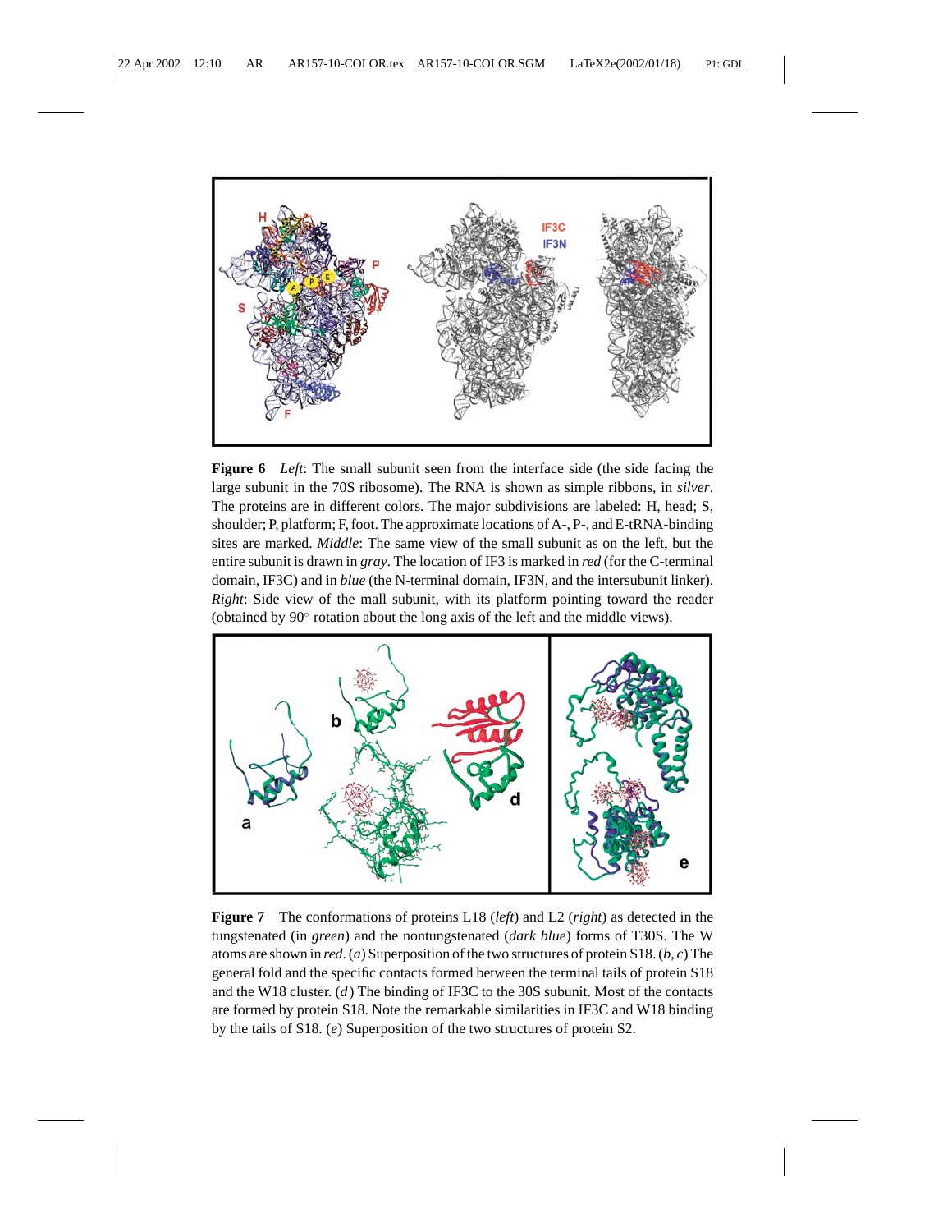**Figure 6** *Left*: The small subunit seen from the interface side (the side facing the large subunit in the 70S ribosome). The RNA is shown as simple ribbons, in *silver*. The proteins are in different colors. The major subdivisions are labeled: H, head; S, shoulder; P, platform; F, foot. The approximate locations of A-, P-, and E-tRNA-binding sites are marked. *Middle*: The same view of the small subunit as on the left, but the entire subunit is drawn in *gray*. The location of IF3 is marked in *red* (for the C-terminal domain, IF3C) and in *blue* (the N-terminal domain, IF3N, and the intersubunit linker). *Right*: Side view of the mall subunit, with its platform pointing toward the reader (obtained by 90° rotation about the long axis of the left and the middle views).

**Figure 7** The conformations of proteins L18 (*left*) and L2 (*right*) as detected in the tungstenated (in *green*) and the nontungstenated (*dark blue*) forms of T30S. The W atoms are shown in *red*. (*a*) Superposition of the two structures of protein S18. (*b*, *c*) The general fold and the specific contacts formed between the terminal tails of protein S18 and the W18 cluster. (*d*) The binding of IF3C to the 30S subunit. Most of the contacts are formed by protein S18. Note the remarkable similarities in IF3C and W18 binding by the tails of S18. (*e*) Superposition of the two structures of protein S2.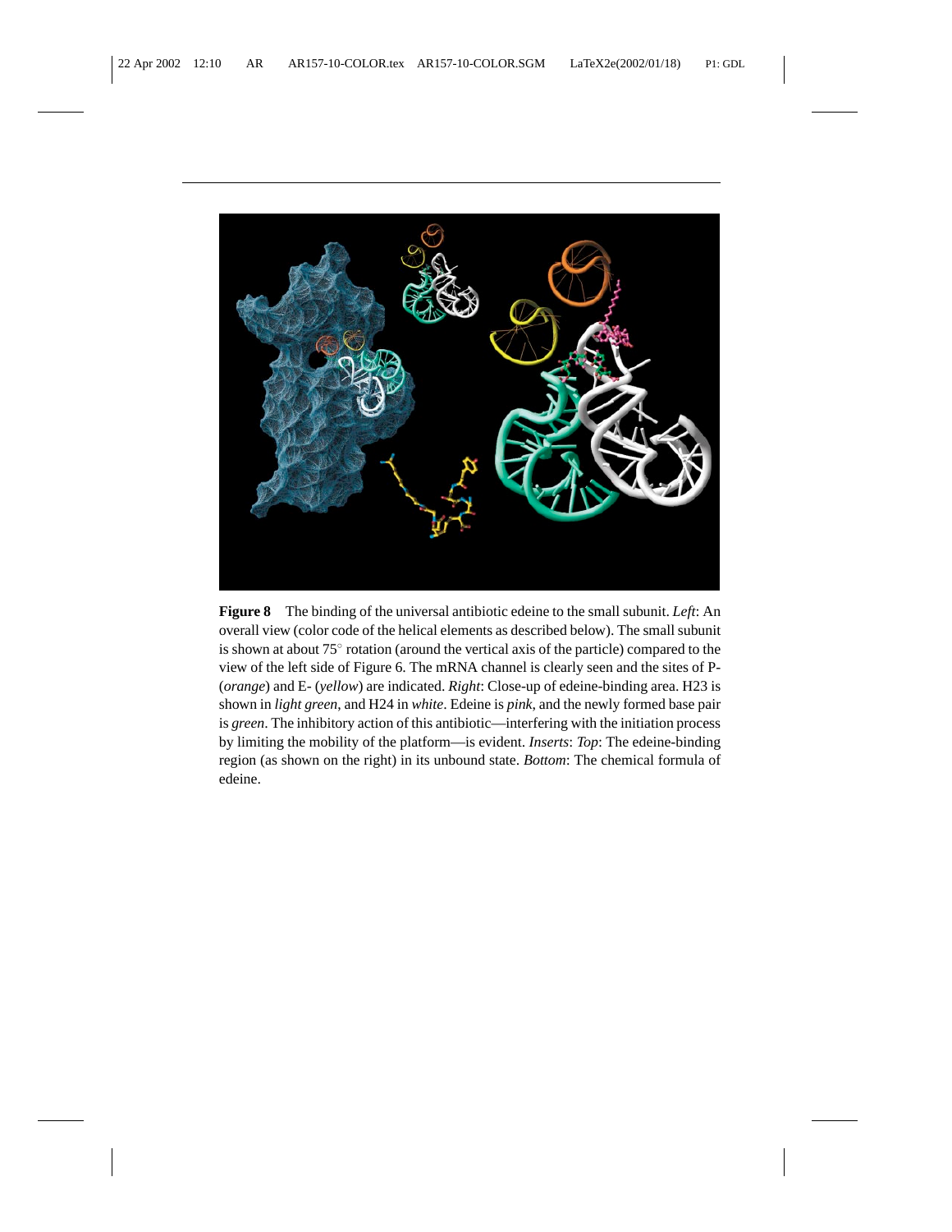**Figure 8** The binding of the universal antibiotic edeine to the small subunit. *Left*: An overall view (color code of the helical elements as described below). The small subunit is shown at about 75° rotation (around the vertical axis of the particle) compared to the view of the left side of Figure 6. The mRNA channel is clearly seen and the sites of P- (*orange*) and E- (*yellow*) are indicated. *Right*: Close-up of edeine-binding area. H23 is shown in *light green*, and H24 in *white*. Edeine is *pink*, and the newly formed base pair is *green*. The inhibitory action of this antibiotic—interfering with the initiation process by limiting the mobility of the platform—is evident. *Inserts*: *Top*: The edeine-binding region (as shown on the right) in its unbound state. *Bottom*: The chemical formula of edeine.